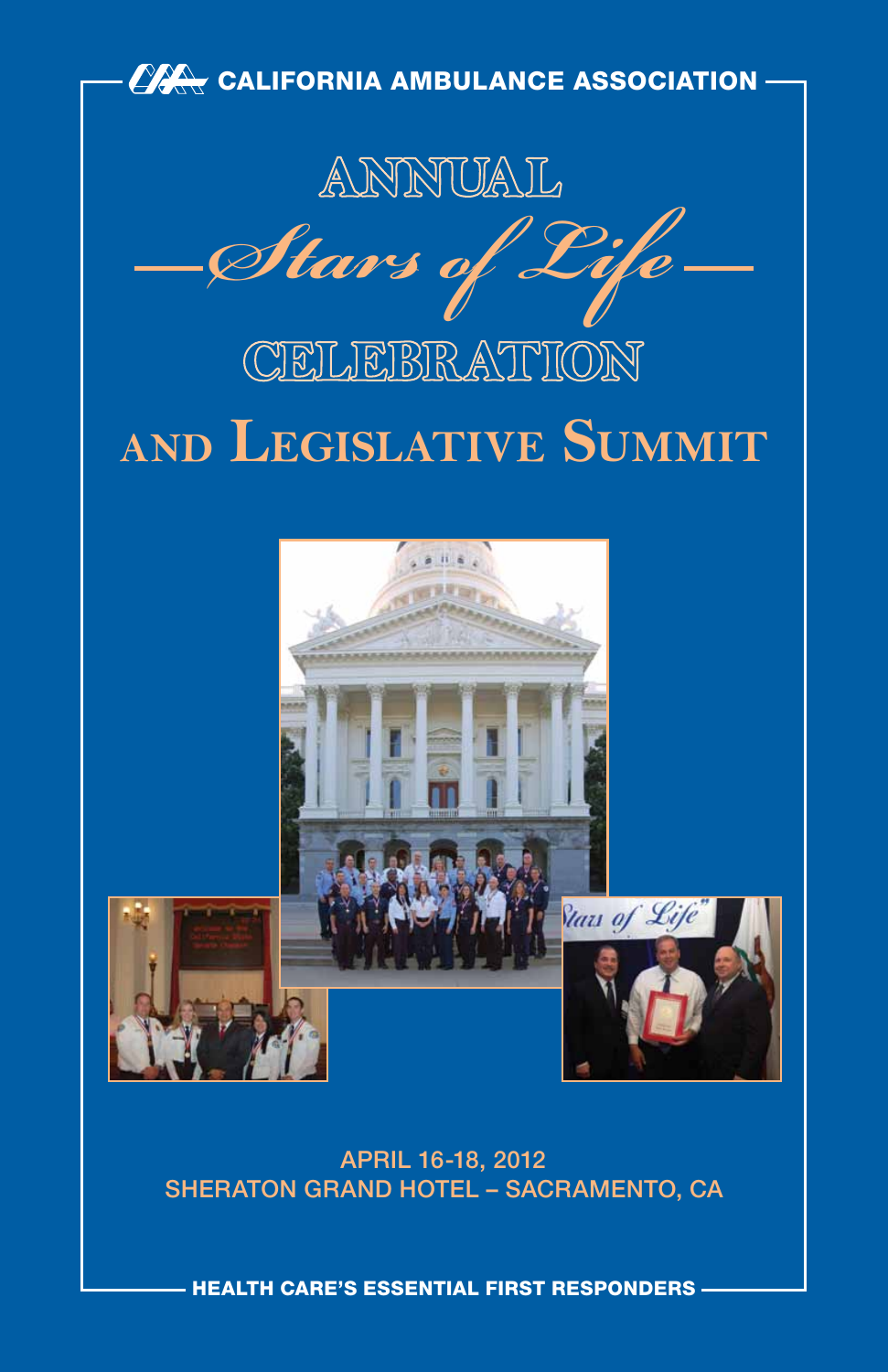CALIFORNIA AMBULANCE ASSOCIATION

# ANNUAL *Stars of Life* CELEBRATION AND LEGISLATIVE SUMMIT

APRIL 16-18, 2012
SHERATON GRAND HOTEL – SACRAMENTO, CA

**HEALTH CARE'S ESSENTIAL FIRST RESPONDERS**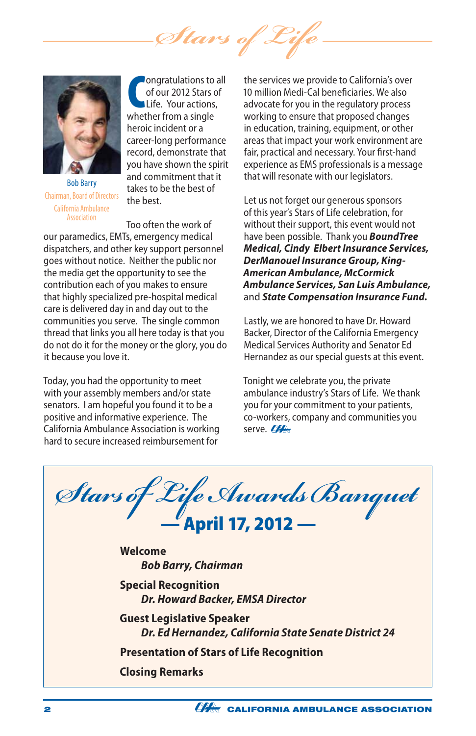# Stars of Life

Bob Barry
Chairman, Board of Directors
California Ambulance Association

Congratulations to all of our 2012 Stars of Life. Your actions, whether from a single heroic incident or a career-long performance record, demonstrate that you have shown the spirit and commitment that it takes to be the best of the best.

Too often the work of our paramedics, EMTs, emergency medical dispatchers, and other key support personnel goes without notice. Neither the public nor the media get the opportunity to see the contribution each of you makes to ensure that highly specialized pre-hospital medical care is delivered day in and day out to the communities you serve. The single common thread that links you all here today is that you do not do it for the money or the glory, you do it because you love it.

Today, you had the opportunity to meet with your assembly members and/or state senators. I am hopeful you found it to be a positive and informative experience. The California Ambulance Association is working hard to secure increased reimbursement for the services we provide to California's over 10 million Medi-Cal beneficiaries. We also advocate for you in the regulatory process working to ensure that proposed changes in education, training, equipment, or other areas that impact your work environment are fair, practical and necessary. Your first-hand experience as EMS professionals is a message that will resonate with our legislators.

Let us not forget our generous sponsors of this year's Stars of Life celebration, for without their support, this event would not have been possible. Thank you ***BoundTree Medical, Cindy Elbert Insurance Services, DerManouel Insurance Group, King-American Ambulance, McCormick Ambulance Services, San Luis Ambulance,*** and ***State Compensation Insurance Fund.***

Lastly, we are honored to have Dr. Howard Backer, Director of the California Emergency Medical Services Authority and Senator Ed Hernandez as our special guests at this event.

Tonight we celebrate you, the private ambulance industry's Stars of Life. We thank you for your commitment to your patients, co-workers, company and communities you serve.

## Stars of Life Awards Banquet

### — April 17, 2012 —

**Welcome**
***Bob Barry, Chairman***

**Special Recognition**
***Dr. Howard Backer, EMSA Director***

**Guest Legislative Speaker**
***Dr. Ed Hernandez, California State Senate District 24***

**Presentation of Stars of Life Recognition**

**Closing Remarks**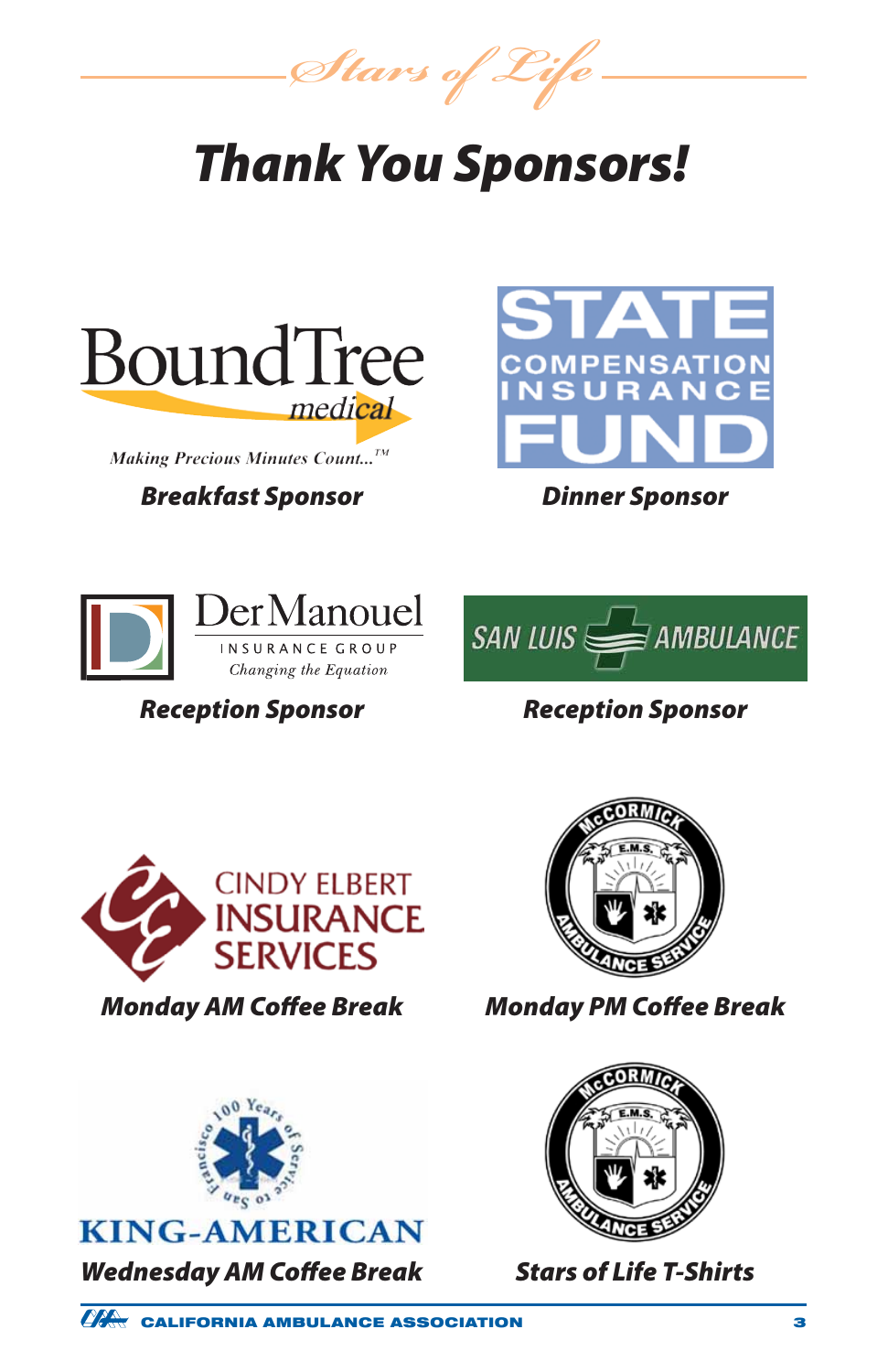*Stars of Life*

# Thank You Sponsors!

BoundTree medical

*Making Precious Minutes Count...™*

***Breakfast Sponsor***

STATE COMPENSATION INSURANCE FUND

***Dinner Sponsor***

DerManouel INSURANCE GROUP *Changing the Equation*

***Reception Sponsor***

SAN LUIS AMBULANCE

***Reception Sponsor***

CINDY ELBERT INSURANCE SERVICES

***Monday AM Coffee Break***

McCORMICK E.M.S. AMBULANCE SERVICE

***Monday PM Coffee Break***

San Francisco 100 Years of Service KING-AMERICAN

***Wednesday AM Coffee Break***

McCORMICK E.M.S. AMBULANCE SERVICE

***Stars of Life T-Shirts***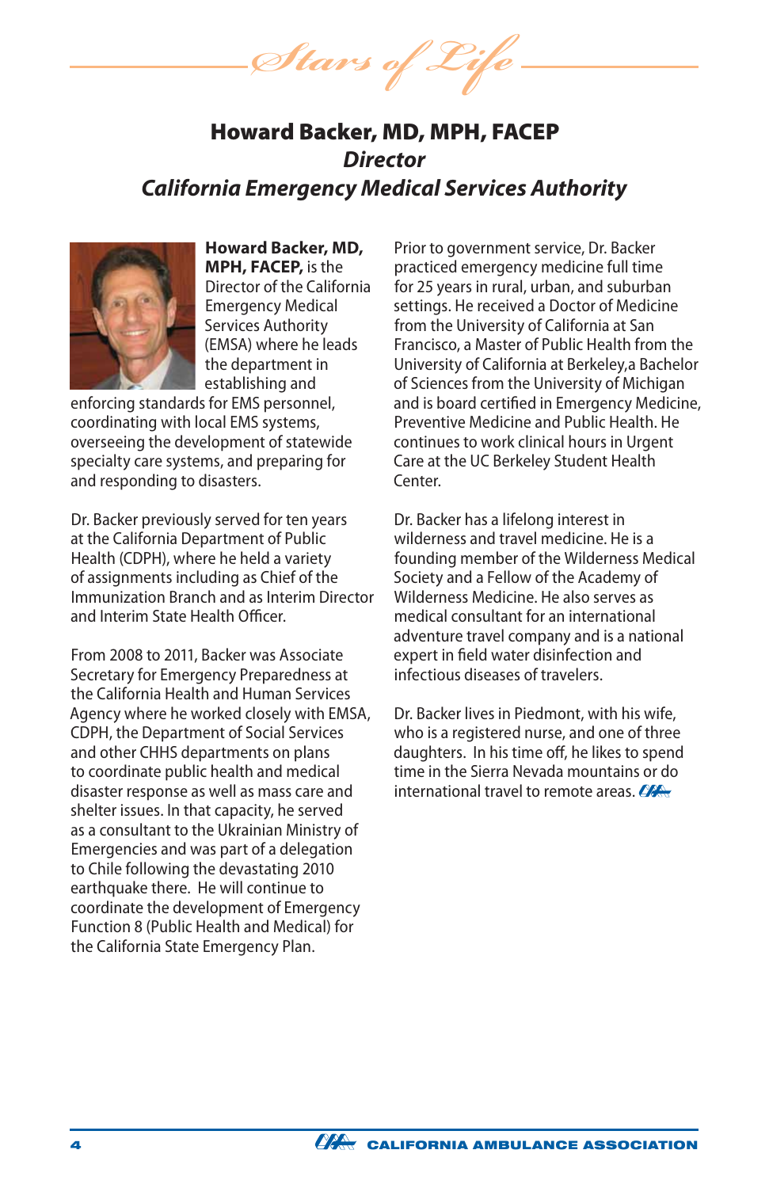# Howard Backer, MD, MPH, FACEP

## *Director*

## *California Emergency Medical Services Authority*

**Howard Backer, MD, MPH, FACEP,** is the Director of the California Emergency Medical Services Authority (EMSA) where he leads the department in establishing and enforcing standards for EMS personnel, coordinating with local EMS systems, overseeing the development of statewide specialty care systems, and preparing for and responding to disasters.

Dr. Backer previously served for ten years at the California Department of Public Health (CDPH), where he held a variety of assignments including as Chief of the Immunization Branch and as Interim Director and Interim State Health Officer.

From 2008 to 2011, Backer was Associate Secretary for Emergency Preparedness at the California Health and Human Services Agency where he worked closely with EMSA, CDPH, the Department of Social Services and other CHHS departments on plans to coordinate public health and medical disaster response as well as mass care and shelter issues. In that capacity, he served as a consultant to the Ukrainian Ministry of Emergencies and was part of a delegation to Chile following the devastating 2010 earthquake there. He will continue to coordinate the development of Emergency Function 8 (Public Health and Medical) for the California State Emergency Plan.

Prior to government service, Dr. Backer practiced emergency medicine full time for 25 years in rural, urban, and suburban settings. He received a Doctor of Medicine from the University of California at San Francisco, a Master of Public Health from the University of California at Berkeley,a Bachelor of Sciences from the University of Michigan and is board certified in Emergency Medicine, Preventive Medicine and Public Health. He continues to work clinical hours in Urgent Care at the UC Berkeley Student Health Center.

Dr. Backer has a lifelong interest in wilderness and travel medicine. He is a founding member of the Wilderness Medical Society and a Fellow of the Academy of Wilderness Medicine. He also serves as medical consultant for an international adventure travel company and is a national expert in field water disinfection and infectious diseases of travelers.

Dr. Backer lives in Piedmont, with his wife, who is a registered nurse, and one of three daughters. In his time off, he likes to spend time in the Sierra Nevada mountains or do international travel to remote areas.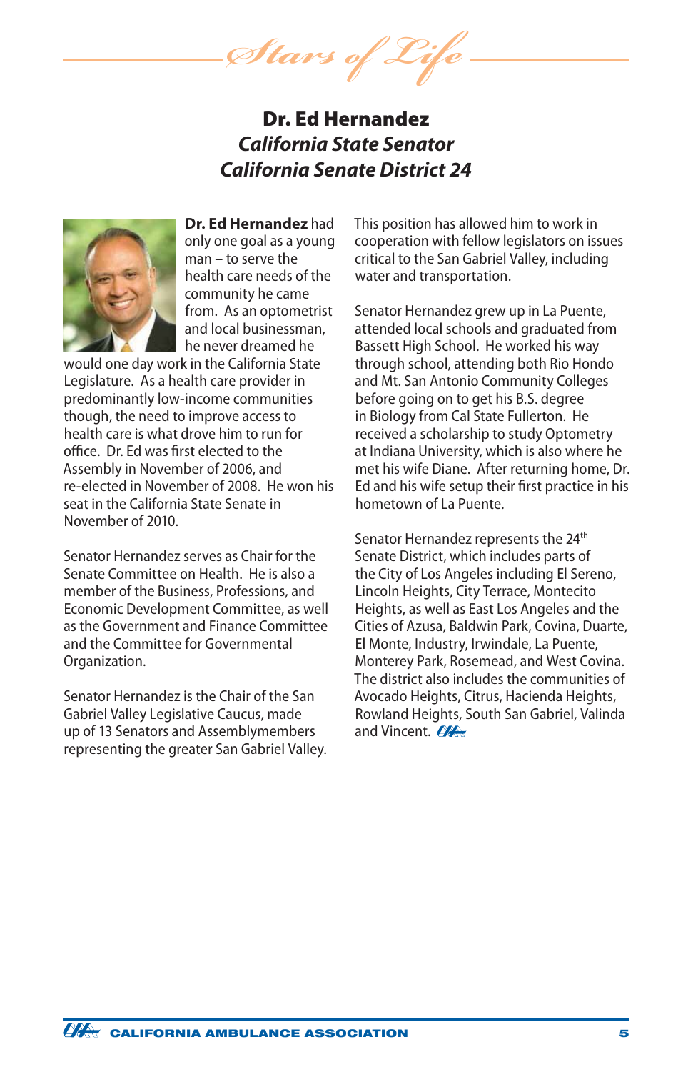Stars of Life

## Dr. Ed Hernandez
### *California State Senator*
### *California Senate District 24*

**Dr. Ed Hernandez** had only one goal as a young man – to serve the health care needs of the community he came from. As an optometrist and local businessman, he never dreamed he would one day work in the California State Legislature. As a health care provider in predominantly low-income communities though, the need to improve access to health care is what drove him to run for office. Dr. Ed was first elected to the Assembly in November of 2006, and re-elected in November of 2008. He won his seat in the California State Senate in November of 2010.

Senator Hernandez serves as Chair for the Senate Committee on Health. He is also a member of the Business, Professions, and Economic Development Committee, as well as the Government and Finance Committee and the Committee for Governmental Organization.

Senator Hernandez is the Chair of the San Gabriel Valley Legislative Caucus, made up of 13 Senators and Assemblymembers representing the greater San Gabriel Valley. This position has allowed him to work in cooperation with fellow legislators on issues critical to the San Gabriel Valley, including water and transportation.

Senator Hernandez grew up in La Puente, attended local schools and graduated from Bassett High School. He worked his way through school, attending both Rio Hondo and Mt. San Antonio Community Colleges before going on to get his B.S. degree in Biology from Cal State Fullerton. He received a scholarship to study Optometry at Indiana University, which is also where he met his wife Diane. After returning home, Dr. Ed and his wife setup their first practice in his hometown of La Puente.

Senator Hernandez represents the 24th Senate District, which includes parts of the City of Los Angeles including El Sereno, Lincoln Heights, City Terrace, Montecito Heights, as well as East Los Angeles and the Cities of Azusa, Baldwin Park, Covina, Duarte, El Monte, Industry, Irwindale, La Puente, Monterey Park, Rosemead, and West Covina. The district also includes the communities of Avocado Heights, Citrus, Hacienda Heights, Rowland Heights, South San Gabriel, Valinda and Vincent.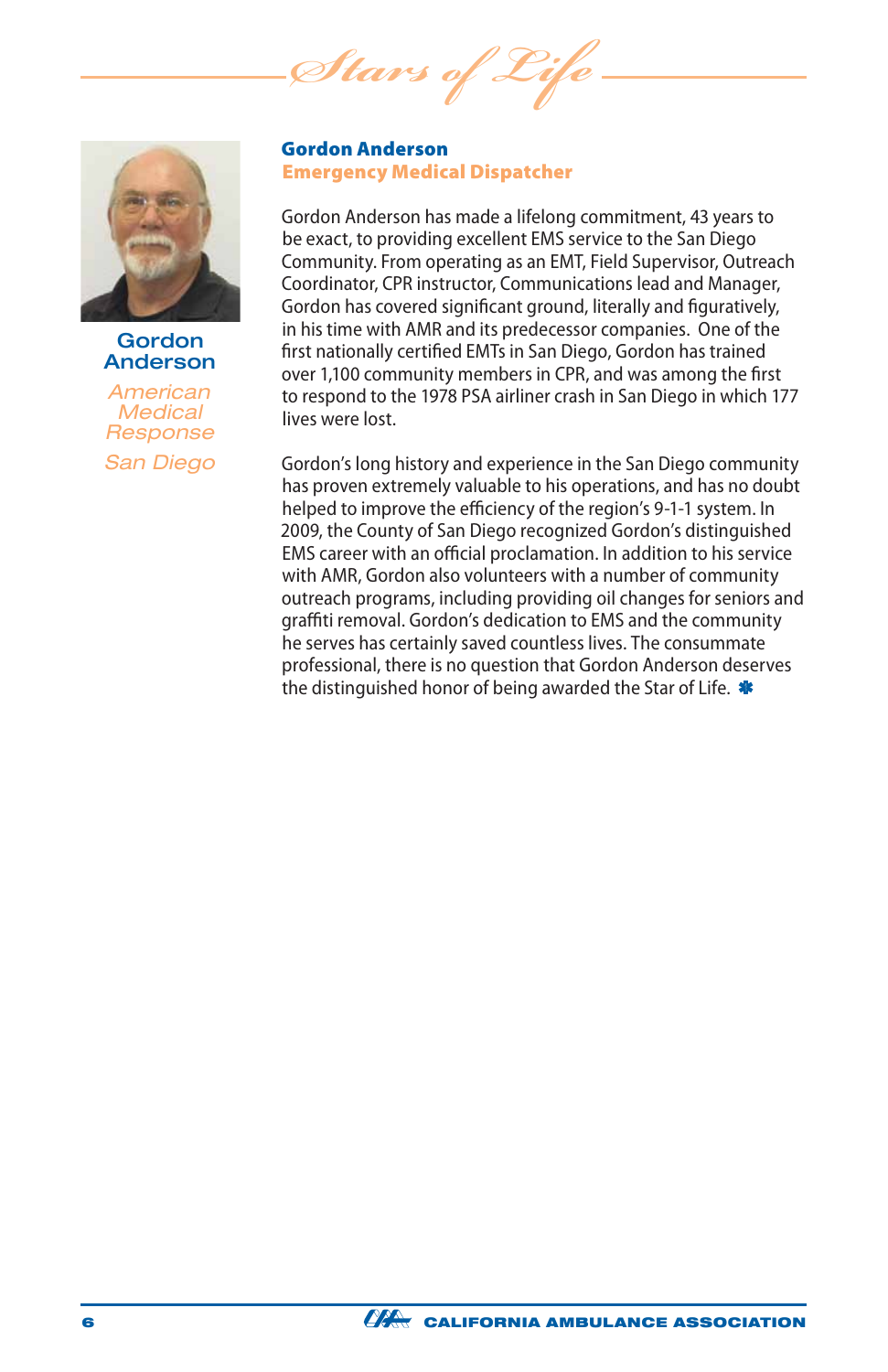**Gordon Anderson**

*American Medical Response*

*San Diego*

## Gordon Anderson

### Emergency Medical Dispatcher

Gordon Anderson has made a lifelong commitment, 43 years to be exact, to providing excellent EMS service to the San Diego Community. From operating as an EMT, Field Supervisor, Outreach Coordinator, CPR instructor, Communications lead and Manager, Gordon has covered significant ground, literally and figuratively, in his time with AMR and its predecessor companies. One of the first nationally certified EMTs in San Diego, Gordon has trained over 1,100 community members in CPR, and was among the first to respond to the 1978 PSA airliner crash in San Diego in which 177 lives were lost.

Gordon's long history and experience in the San Diego community has proven extremely valuable to his operations, and has no doubt helped to improve the efficiency of the region's 9-1-1 system. In 2009, the County of San Diego recognized Gordon's distinguished EMS career with an official proclamation. In addition to his service with AMR, Gordon also volunteers with a number of community outreach programs, including providing oil changes for seniors and graffiti removal. Gordon's dedication to EMS and the community he serves has certainly saved countless lives. The consummate professional, there is no question that Gordon Anderson deserves the distinguished honor of being awarded the Star of Life.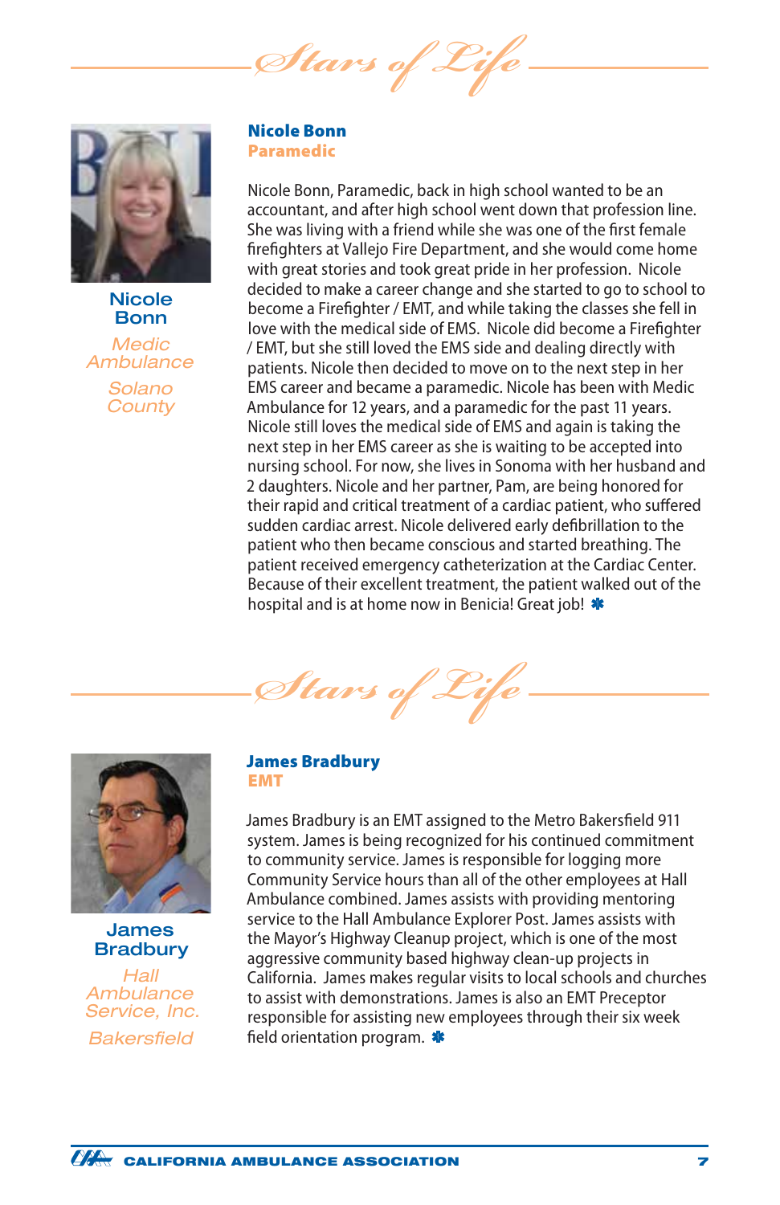## Stars of Life

**Nicole Bonn**
*Medic Ambulance*
*Solano County*

### Nicole Bonn
**Paramedic**

Nicole Bonn, Paramedic, back in high school wanted to be an accountant, and after high school went down that profession line. She was living with a friend while she was one of the first female firefighters at Vallejo Fire Department, and she would come home with great stories and took great pride in her profession. Nicole decided to make a career change and she started to go to school to become a Firefighter / EMT, and while taking the classes she fell in love with the medical side of EMS. Nicole did become a Firefighter / EMT, but she still loved the EMS side and dealing directly with patients. Nicole then decided to move on to the next step in her EMS career and became a paramedic. Nicole has been with Medic Ambulance for 12 years, and a paramedic for the past 11 years. Nicole still loves the medical side of EMS and again is taking the next step in her EMS career as she is waiting to be accepted into nursing school. For now, she lives in Sonoma with her husband and 2 daughters. Nicole and her partner, Pam, are being honored for their rapid and critical treatment of a cardiac patient, who suffered sudden cardiac arrest. Nicole delivered early defibrillation to the patient who then became conscious and started breathing. The patient received emergency catheterization at the Cardiac Center. Because of their excellent treatment, the patient walked out of the hospital and is at home now in Benicia! Great job!

## Stars of Life

**James Bradbury**
*Hall Ambulance Service, Inc.*
*Bakersfield*

### James Bradbury
**EMT**

James Bradbury is an EMT assigned to the Metro Bakersfield 911 system. James is being recognized for his continued commitment to community service. James is responsible for logging more Community Service hours than all of the other employees at Hall Ambulance combined. James assists with providing mentoring service to the Hall Ambulance Explorer Post. James assists with the Mayor's Highway Cleanup project, which is one of the most aggressive community based highway clean-up projects in California. James makes regular visits to local schools and churches to assist with demonstrations. James is also an EMT Preceptor responsible for assisting new employees through their six week field orientation program.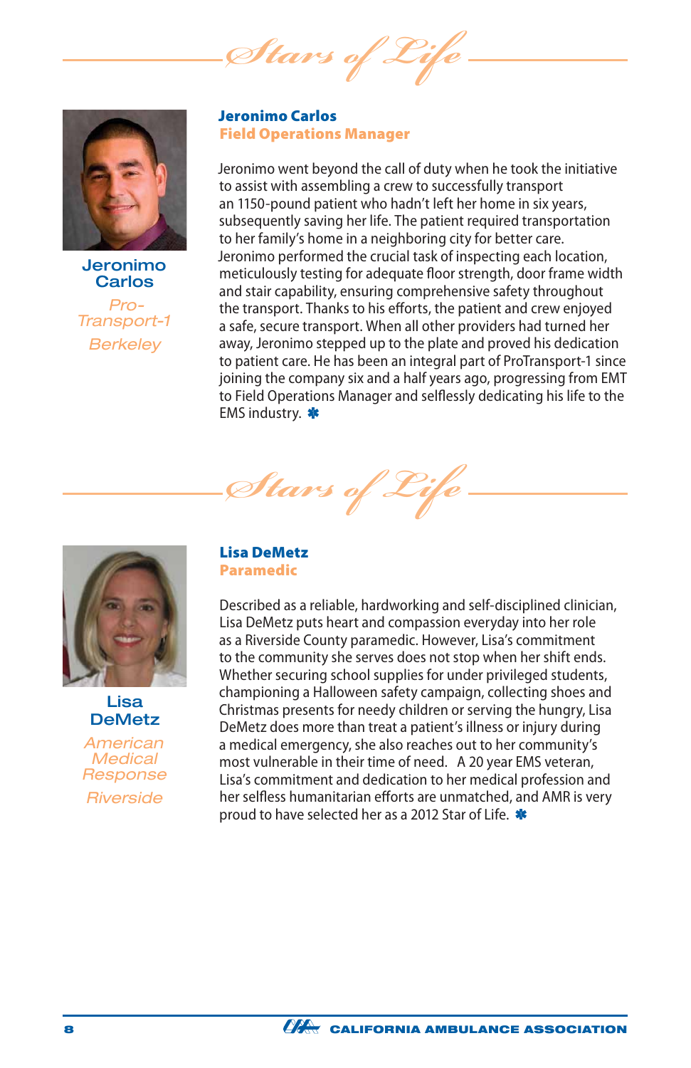## Stars of Life

**Jeronimo Carlos**
*Pro-Transport-1*
*Berkeley*

### Jeronimo Carlos
**Field Operations Manager**

Jeronimo went beyond the call of duty when he took the initiative to assist with assembling a crew to successfully transport an 1150-pound patient who hadn't left her home in six years, subsequently saving her life. The patient required transportation to her family's home in a neighboring city for better care. Jeronimo performed the crucial task of inspecting each location, meticulously testing for adequate floor strength, door frame width and stair capability, ensuring comprehensive safety throughout the transport. Thanks to his efforts, the patient and crew enjoyed a safe, secure transport. When all other providers had turned her away, Jeronimo stepped up to the plate and proved his dedication to patient care. He has been an integral part of ProTransport-1 since joining the company six and a half years ago, progressing from EMT to Field Operations Manager and selflessly dedicating his life to the EMS industry. ✱

## Stars of Life

**Lisa DeMetz**
*American Medical Response*
*Riverside*

### Lisa DeMetz
**Paramedic**

Described as a reliable, hardworking and self-disciplined clinician, Lisa DeMetz puts heart and compassion everyday into her role as a Riverside County paramedic. However, Lisa's commitment to the community she serves does not stop when her shift ends. Whether securing school supplies for under privileged students, championing a Halloween safety campaign, collecting shoes and Christmas presents for needy children or serving the hungry, Lisa DeMetz does more than treat a patient's illness or injury during a medical emergency, she also reaches out to her community's most vulnerable in their time of need. A 20 year EMS veteran, Lisa's commitment and dedication to her medical profession and her selfless humanitarian efforts are unmatched, and AMR is very proud to have selected her as a 2012 Star of Life. ✱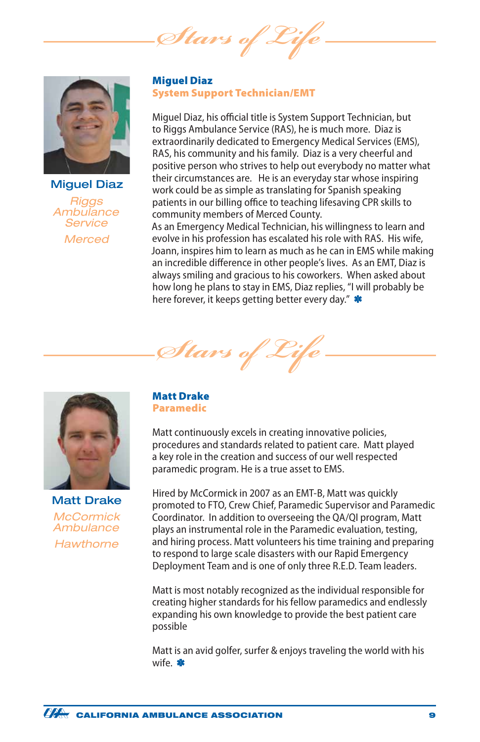# Stars of Life

**Miguel Diaz**
*Riggs Ambulance Service*
*Merced*

## Miguel Diaz
### System Support Technician/EMT

Miguel Diaz, his official title is System Support Technician, but to Riggs Ambulance Service (RAS), he is much more. Diaz is extraordinarily dedicated to Emergency Medical Services (EMS), RAS, his community and his family. Diaz is a very cheerful and positive person who strives to help out everybody no matter what their circumstances are. He is an everyday star whose inspiring work could be as simple as translating for Spanish speaking patients in our billing office to teaching lifesaving CPR skills to community members of Merced County.

As an Emergency Medical Technician, his willingness to learn and evolve in his profession has escalated his role with RAS. His wife, Joann, inspires him to learn as much as he can in EMS while making an incredible difference in other people's lives. As an EMT, Diaz is always smiling and gracious to his coworkers. When asked about how long he plans to stay in EMS, Diaz replies, "I will probably be here forever, it keeps getting better every day." ✱

# Stars of Life

**Matt Drake**
*McCormick Ambulance*
*Hawthorne*

## Matt Drake
### Paramedic

Matt continuously excels in creating innovative policies, procedures and standards related to patient care. Matt played a key role in the creation and success of our well respected paramedic program. He is a true asset to EMS.

Hired by McCormick in 2007 as an EMT-B, Matt was quickly promoted to FTO, Crew Chief, Paramedic Supervisor and Paramedic Coordinator. In addition to overseeing the QA/QI program, Matt plays an instrumental role in the Paramedic evaluation, testing, and hiring process. Matt volunteers his time training and preparing to respond to large scale disasters with our Rapid Emergency Deployment Team and is one of only three R.E.D. Team leaders.

Matt is most notably recognized as the individual responsible for creating higher standards for his fellow paramedics and endlessly expanding his own knowledge to provide the best patient care possible

Matt is an avid golfer, surfer & enjoys traveling the world with his wife. ✱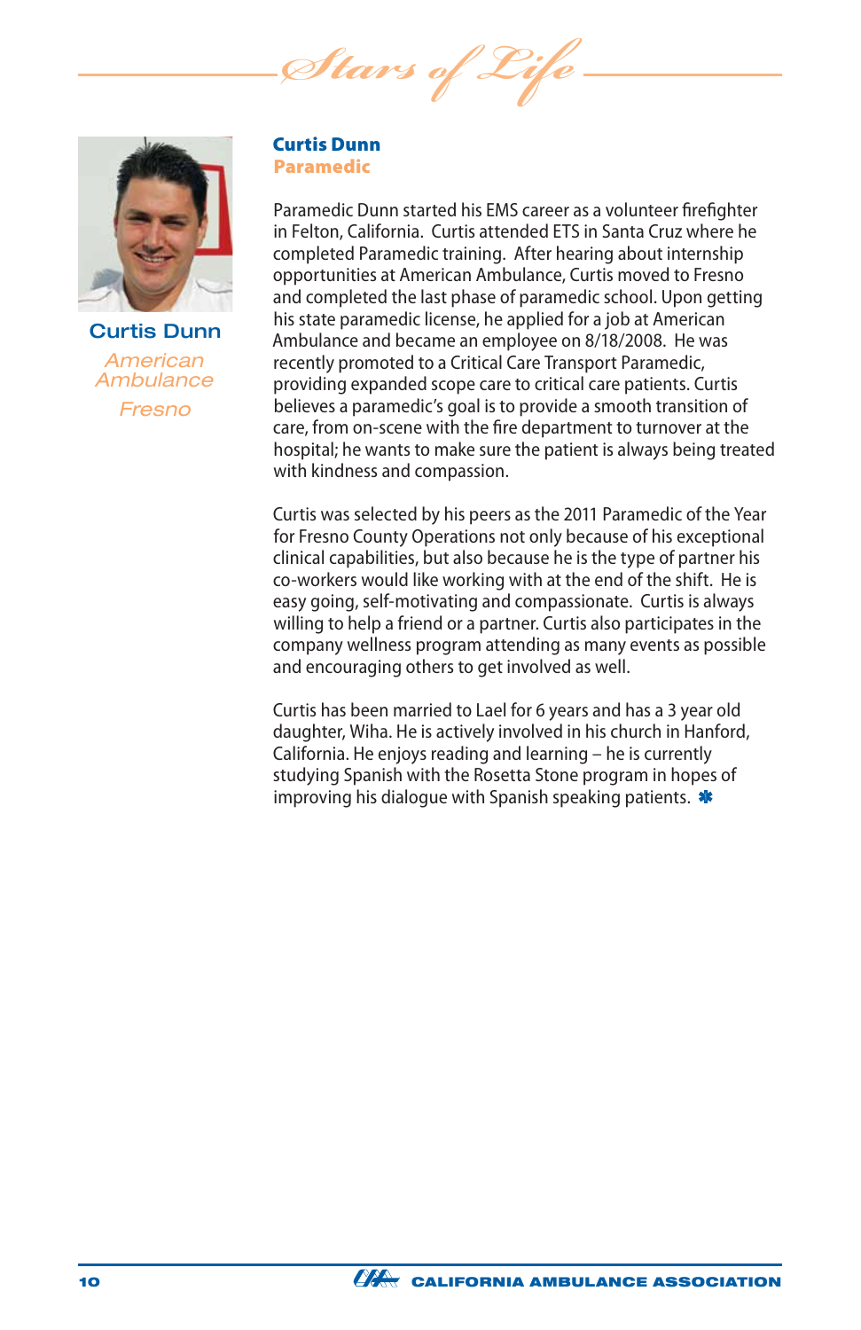Curtis Dunn

*American Ambulance*

*Fresno*

## Curtis Dunn
**Paramedic**

Paramedic Dunn started his EMS career as a volunteer firefighter in Felton, California. Curtis attended ETS in Santa Cruz where he completed Paramedic training. After hearing about internship opportunities at American Ambulance, Curtis moved to Fresno and completed the last phase of paramedic school. Upon getting his state paramedic license, he applied for a job at American Ambulance and became an employee on 8/18/2008. He was recently promoted to a Critical Care Transport Paramedic, providing expanded scope care to critical care patients. Curtis believes a paramedic's goal is to provide a smooth transition of care, from on-scene with the fire department to turnover at the hospital; he wants to make sure the patient is always being treated with kindness and compassion.

Curtis was selected by his peers as the 2011 Paramedic of the Year for Fresno County Operations not only because of his exceptional clinical capabilities, but also because he is the type of partner his co-workers would like working with at the end of the shift. He is easy going, self-motivating and compassionate. Curtis is always willing to help a friend or a partner. Curtis also participates in the company wellness program attending as many events as possible and encouraging others to get involved as well.

Curtis has been married to Lael for 6 years and has a 3 year old daughter, Wiha. He is actively involved in his church in Hanford, California. He enjoys reading and learning – he is currently studying Spanish with the Rosetta Stone program in hopes of improving his dialogue with Spanish speaking patients.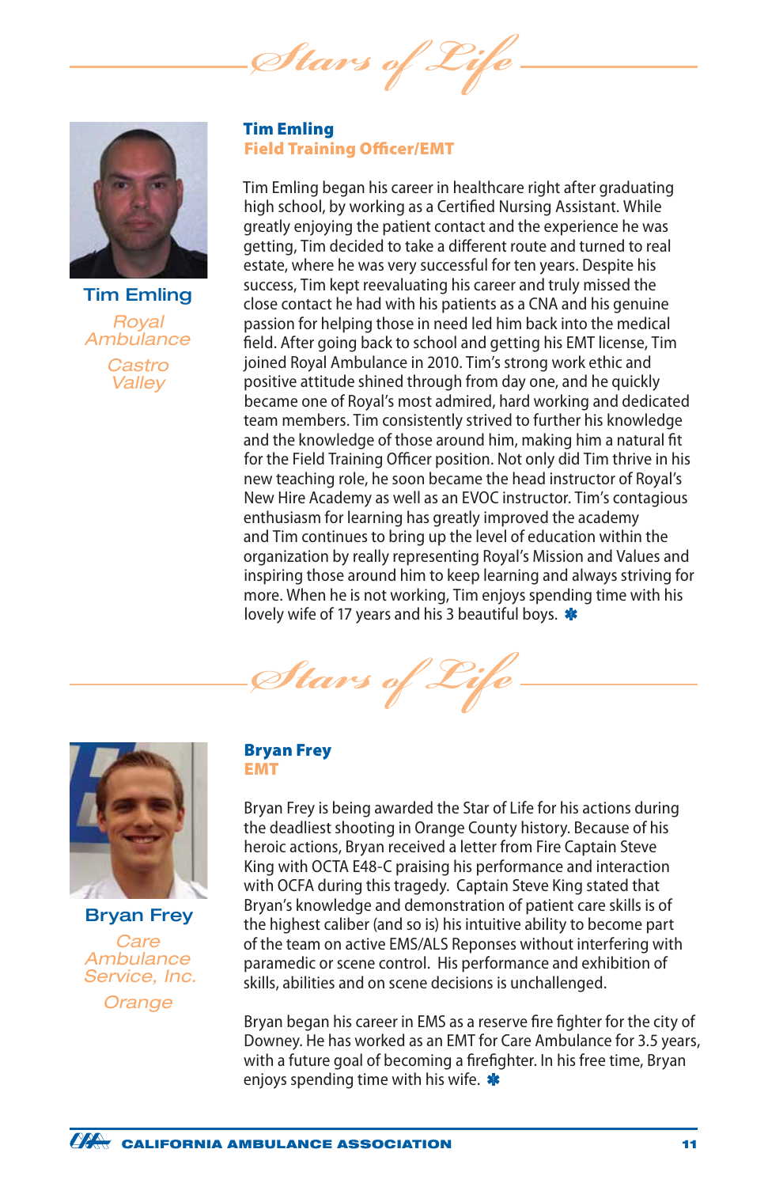## Stars of Life

**Tim Emling**
*Royal Ambulance*
*Castro Valley*

### Tim Emling
### Field Training Officer/EMT

Tim Emling began his career in healthcare right after graduating high school, by working as a Certified Nursing Assistant. While greatly enjoying the patient contact and the experience he was getting, Tim decided to take a different route and turned to real estate, where he was very successful for ten years. Despite his success, Tim kept reevaluating his career and truly missed the close contact he had with his patients as a CNA and his genuine passion for helping those in need led him back into the medical field. After going back to school and getting his EMT license, Tim joined Royal Ambulance in 2010. Tim's strong work ethic and positive attitude shined through from day one, and he quickly became one of Royal's most admired, hard working and dedicated team members. Tim consistently strived to further his knowledge and the knowledge of those around him, making him a natural fit for the Field Training Officer position. Not only did Tim thrive in his new teaching role, he soon became the head instructor of Royal's New Hire Academy as well as an EVOC instructor. Tim's contagious enthusiasm for learning has greatly improved the academy and Tim continues to bring up the level of education within the organization by really representing Royal's Mission and Values and inspiring those around him to keep learning and always striving for more. When he is not working, Tim enjoys spending time with his lovely wife of 17 years and his 3 beautiful boys.

## Stars of Life

**Bryan Frey**
*Care Ambulance Service, Inc.*
*Orange*

### Bryan Frey
### EMT

Bryan Frey is being awarded the Star of Life for his actions during the deadliest shooting in Orange County history. Because of his heroic actions, Bryan received a letter from Fire Captain Steve King with OCTA E48-C praising his performance and interaction with OCFA during this tragedy. Captain Steve King stated that Bryan's knowledge and demonstration of patient care skills is of the highest caliber (and so is) his intuitive ability to become part of the team on active EMS/ALS Reponses without interfering with paramedic or scene control. His performance and exhibition of skills, abilities and on scene decisions is unchallenged.

Bryan began his career in EMS as a reserve fire fighter for the city of Downey. He has worked as an EMT for Care Ambulance for 3.5 years, with a future goal of becoming a firefighter. In his free time, Bryan enjoys spending time with his wife.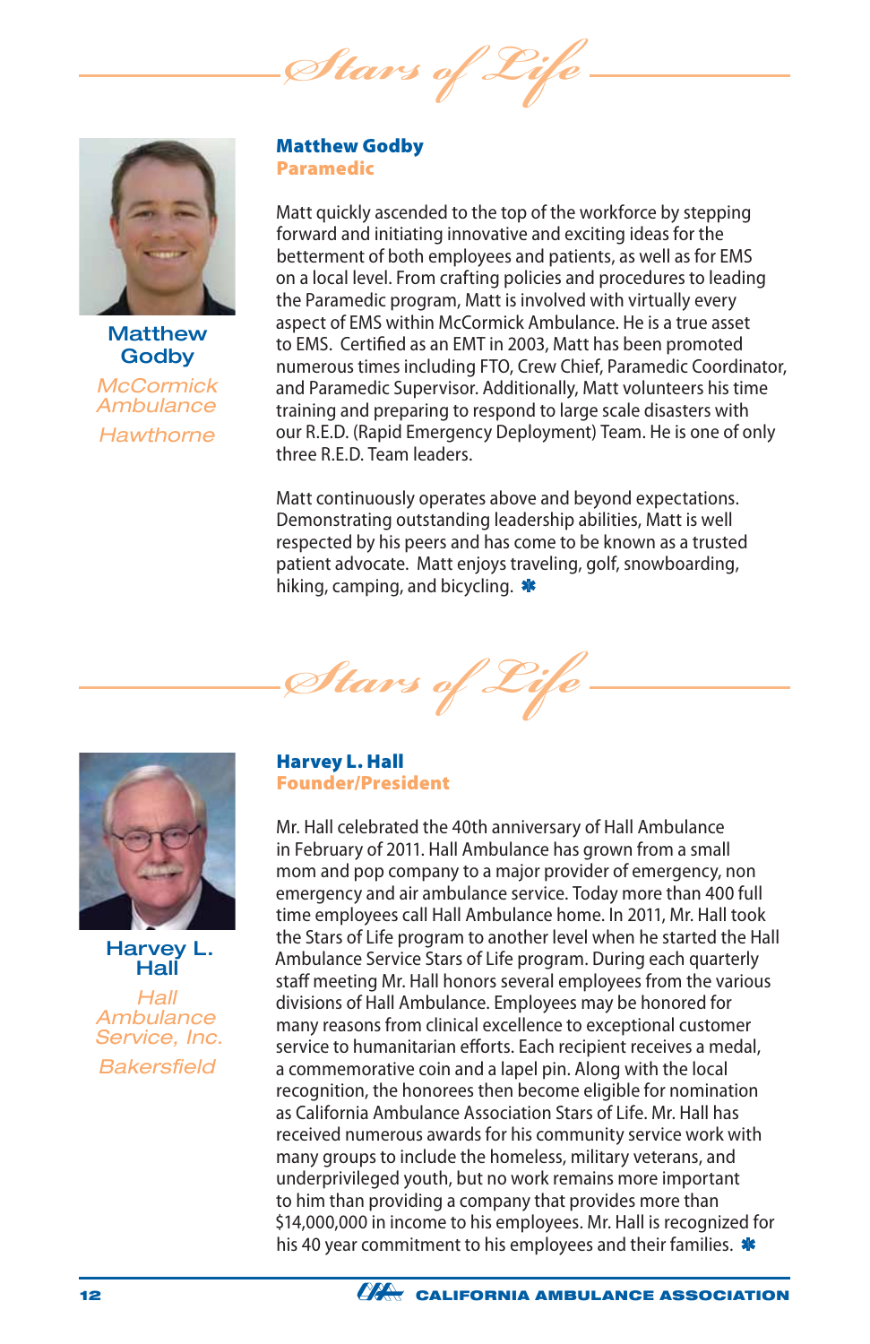*Stars of Life*

**Matthew Godby**
*McCormick Ambulance*
*Hawthorne*

## Matthew Godby
### Paramedic

Matt quickly ascended to the top of the workforce by stepping forward and initiating innovative and exciting ideas for the betterment of both employees and patients, as well as for EMS on a local level. From crafting policies and procedures to leading the Paramedic program, Matt is involved with virtually every aspect of EMS within McCormick Ambulance. He is a true asset to EMS. Certified as an EMT in 2003, Matt has been promoted numerous times including FTO, Crew Chief, Paramedic Coordinator, and Paramedic Supervisor. Additionally, Matt volunteers his time training and preparing to respond to large scale disasters with our R.E.D. (Rapid Emergency Deployment) Team. He is one of only three R.E.D. Team leaders.

Matt continuously operates above and beyond expectations. Demonstrating outstanding leadership abilities, Matt is well respected by his peers and has come to be known as a trusted patient advocate. Matt enjoys traveling, golf, snowboarding, hiking, camping, and bicycling.

*Stars of Life*

**Harvey L. Hall**
*Hall Ambulance Service, Inc.*
*Bakersfield*

## Harvey L. Hall
### Founder/President

Mr. Hall celebrated the 40th anniversary of Hall Ambulance in February of 2011. Hall Ambulance has grown from a small mom and pop company to a major provider of emergency, non emergency and air ambulance service. Today more than 400 full time employees call Hall Ambulance home. In 2011, Mr. Hall took the Stars of Life program to another level when he started the Hall Ambulance Service Stars of Life program. During each quarterly staff meeting Mr. Hall honors several employees from the various divisions of Hall Ambulance. Employees may be honored for many reasons from clinical excellence to exceptional customer service to humanitarian efforts. Each recipient receives a medal, a commemorative coin and a lapel pin. Along with the local recognition, the honorees then become eligible for nomination as California Ambulance Association Stars of Life. Mr. Hall has received numerous awards for his community service work with many groups to include the homeless, military veterans, and underprivileged youth, but no work remains more important to him than providing a company that provides more than $14,000,000 in income to his employees. Mr. Hall is recognized for his 40 year commitment to his employees and their families.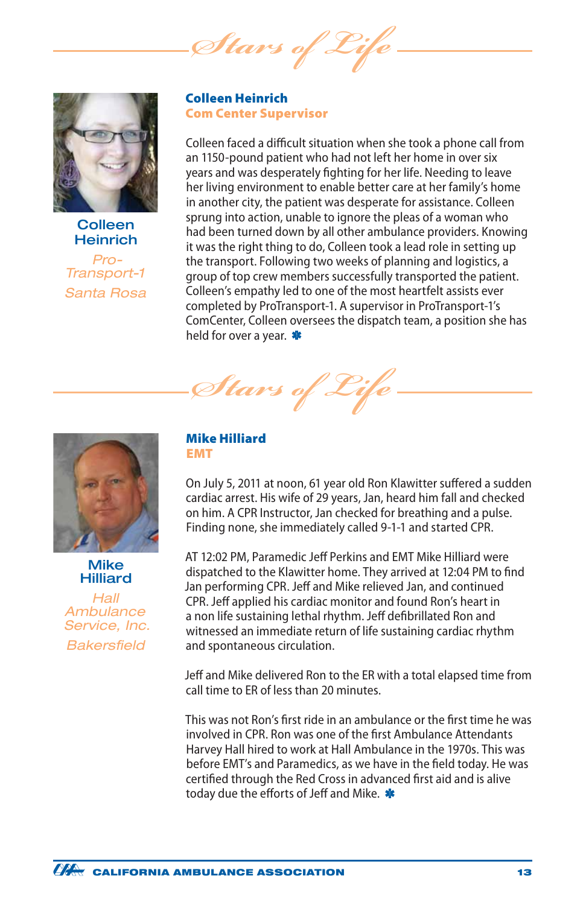# Stars of Life

**Colleen Heinrich**

*Pro-Transport-1*

*Santa Rosa*

## Colleen Heinrich
### Com Center Supervisor

Colleen faced a difficult situation when she took a phone call from an 1150-pound patient who had not left her home in over six years and was desperately fighting for her life. Needing to leave her living environment to enable better care at her family's home in another city, the patient was desperate for assistance. Colleen sprung into action, unable to ignore the pleas of a woman who had been turned down by all other ambulance providers. Knowing it was the right thing to do, Colleen took a lead role in setting up the transport. Following two weeks of planning and logistics, a group of top crew members successfully transported the patient. Colleen's empathy led to one of the most heartfelt assists ever completed by ProTransport-1. A supervisor in ProTransport-1's ComCenter, Colleen oversees the dispatch team, a position she has held for over a year. ✱

# Stars of Life

**Mike Hilliard**

*Hall Ambulance Service, Inc.*

*Bakersfield*

## Mike Hilliard
### EMT

On July 5, 2011 at noon, 61 year old Ron Klawitter suffered a sudden cardiac arrest. His wife of 29 years, Jan, heard him fall and checked on him. A CPR Instructor, Jan checked for breathing and a pulse. Finding none, she immediately called 9-1-1 and started CPR.

AT 12:02 PM, Paramedic Jeff Perkins and EMT Mike Hilliard were dispatched to the Klawitter home. They arrived at 12:04 PM to find Jan performing CPR. Jeff and Mike relieved Jan, and continued CPR. Jeff applied his cardiac monitor and found Ron's heart in a non life sustaining lethal rhythm. Jeff defibrillated Ron and witnessed an immediate return of life sustaining cardiac rhythm and spontaneous circulation.

Jeff and Mike delivered Ron to the ER with a total elapsed time from call time to ER of less than 20 minutes.

This was not Ron's first ride in an ambulance or the first time he was involved in CPR. Ron was one of the first Ambulance Attendants Harvey Hall hired to work at Hall Ambulance in the 1970s. This was before EMT's and Paramedics, as we have in the field today. He was certified through the Red Cross in advanced first aid and is alive today due the efforts of Jeff and Mike. ✱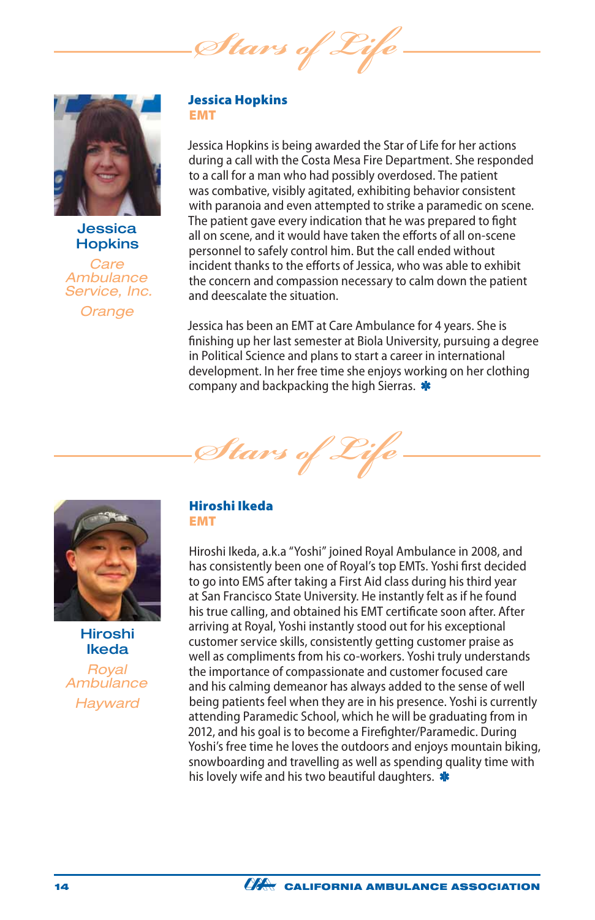*Stars of Life*

## Jessica Hopkins
**EMT**

**Jessica Hopkins**
*Care Ambulance Service, Inc.*
*Orange*

Jessica Hopkins is being awarded the Star of Life for her actions during a call with the Costa Mesa Fire Department. She responded to a call for a man who had possibly overdosed. The patient was combative, visibly agitated, exhibiting behavior consistent with paranoia and even attempted to strike a paramedic on scene. The patient gave every indication that he was prepared to fight all on scene, and it would have taken the efforts of all on-scene personnel to safely control him. But the call ended without incident thanks to the efforts of Jessica, who was able to exhibit the concern and compassion necessary to calm down the patient and deescalate the situation.

Jessica has been an EMT at Care Ambulance for 4 years. She is finishing up her last semester at Biola University, pursuing a degree in Political Science and plans to start a career in international development. In her free time she enjoys working on her clothing company and backpacking the high Sierras. ✱

*Stars of Life*

## Hiroshi Ikeda
**EMT**

**Hiroshi Ikeda**
*Royal Ambulance*
*Hayward*

Hiroshi Ikeda, a.k.a "Yoshi" joined Royal Ambulance in 2008, and has consistently been one of Royal's top EMTs. Yoshi first decided to go into EMS after taking a First Aid class during his third year at San Francisco State University. He instantly felt as if he found his true calling, and obtained his EMT certificate soon after. After arriving at Royal, Yoshi instantly stood out for his exceptional customer service skills, consistently getting customer praise as well as compliments from his co-workers. Yoshi truly understands the importance of compassionate and customer focused care and his calming demeanor has always added to the sense of well being patients feel when they are in his presence. Yoshi is currently attending Paramedic School, which he will be graduating from in 2012, and his goal is to become a Firefighter/Paramedic. During Yoshi's free time he loves the outdoors and enjoys mountain biking, snowboarding and travelling as well as spending quality time with his lovely wife and his two beautiful daughters. ✱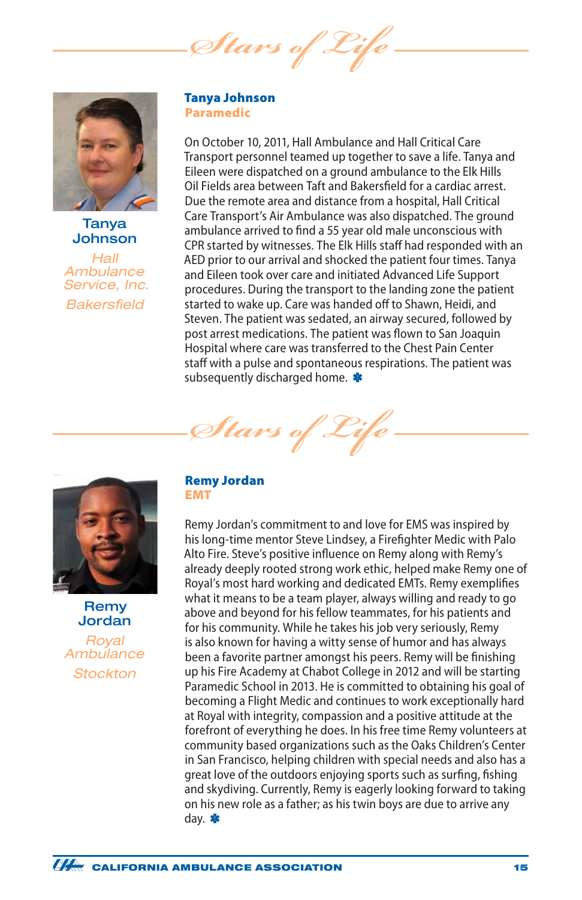# Stars of Life

**Tanya Johnson**
*Hall Ambulance Service, Inc.*
*Bakersfield*

## Tanya Johnson
**Paramedic**

On October 10, 2011, Hall Ambulance and Hall Critical Care Transport personnel teamed up together to save a life. Tanya and Eileen were dispatched on a ground ambulance to the Elk Hills Oil Fields area between Taft and Bakersfield for a cardiac arrest. Due the remote area and distance from a hospital, Hall Critical Care Transport's Air Ambulance was also dispatched. The ground ambulance arrived to find a 55 year old male unconscious with CPR started by witnesses. The Elk Hills staff had responded with an AED prior to our arrival and shocked the patient four times. Tanya and Eileen took over care and initiated Advanced Life Support procedures. During the transport to the landing zone the patient started to wake up. Care was handed off to Shawn, Heidi, and Steven. The patient was sedated, an airway secured, followed by post arrest medications. The patient was flown to San Joaquin Hospital where care was transferred to the Chest Pain Center staff with a pulse and spontaneous respirations. The patient was subsequently discharged home. ✱

# Stars of Life

**Remy Jordan**
*Royal Ambulance*
*Stockton*

## Remy Jordan
**EMT**

Remy Jordan's commitment to and love for EMS was inspired by his long-time mentor Steve Lindsey, a Firefighter Medic with Palo Alto Fire. Steve's positive influence on Remy along with Remy's already deeply rooted strong work ethic, helped make Remy one of Royal's most hard working and dedicated EMTs. Remy exemplifies what it means to be a team player, always willing and ready to go above and beyond for his fellow teammates, for his patients and for his community. While he takes his job very seriously, Remy is also known for having a witty sense of humor and has always been a favorite partner amongst his peers. Remy will be finishing up his Fire Academy at Chabot College in 2012 and will be starting Paramedic School in 2013. He is committed to obtaining his goal of becoming a Flight Medic and continues to work exceptionally hard at Royal with integrity, compassion and a positive attitude at the forefront of everything he does. In his free time Remy volunteers at community based organizations such as the Oaks Children's Center in San Francisco, helping children with special needs and also has a great love of the outdoors enjoying sports such as surfing, fishing and skydiving. Currently, Remy is eagerly looking forward to taking on his new role as a father; as his twin boys are due to arrive any day. ✱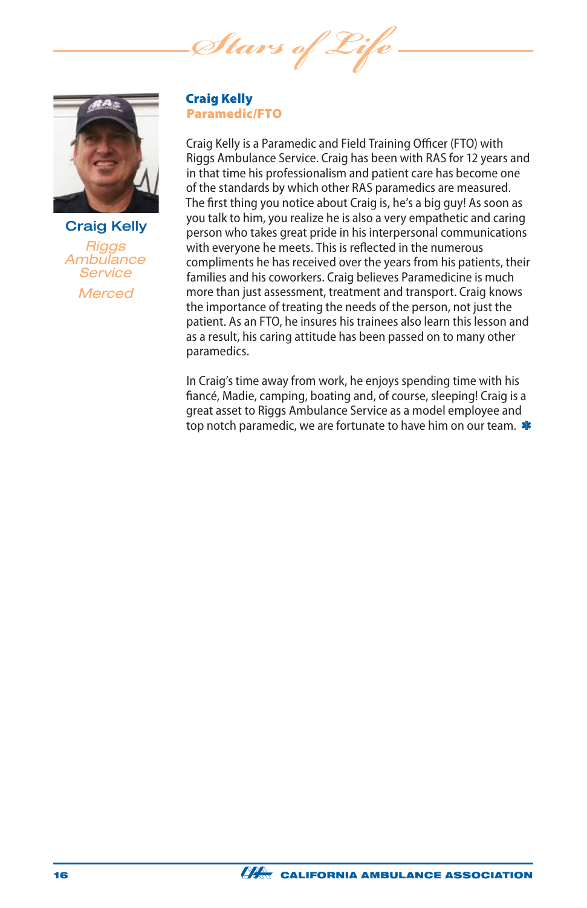# Stars of Life

**Craig Kelly**
*Riggs Ambulance Service*
*Merced*

## Craig Kelly
### Paramedic/FTO

Craig Kelly is a Paramedic and Field Training Officer (FTO) with Riggs Ambulance Service. Craig has been with RAS for 12 years and in that time his professionalism and patient care has become one of the standards by which other RAS paramedics are measured. The first thing you notice about Craig is, he's a big guy! As soon as you talk to him, you realize he is also a very empathetic and caring person who takes great pride in his interpersonal communications with everyone he meets. This is reflected in the numerous compliments he has received over the years from his patients, their families and his coworkers. Craig believes Paramedicine is much more than just assessment, treatment and transport. Craig knows the importance of treating the needs of the person, not just the patient. As an FTO, he insures his trainees also learn this lesson and as a result, his caring attitude has been passed on to many other paramedics.

In Craig's time away from work, he enjoys spending time with his fiancé, Madie, camping, boating and, of course, sleeping! Craig is a great asset to Riggs Ambulance Service as a model employee and top notch paramedic, we are fortunate to have him on our team.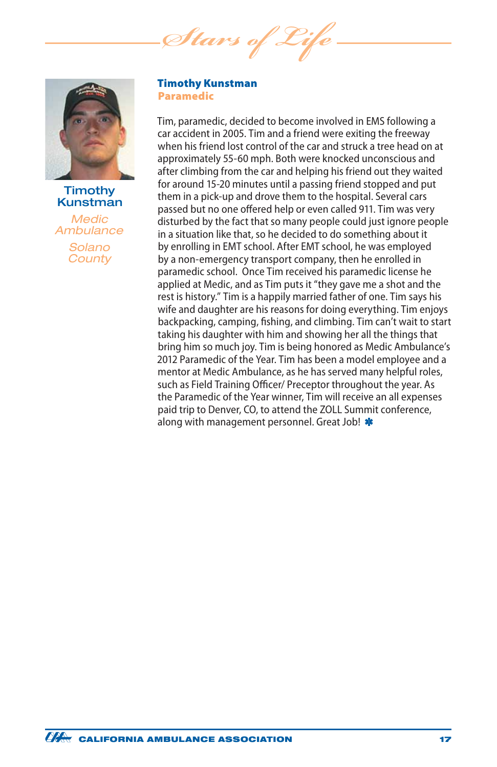# Stars of Life

**Timothy Kunstman**

*Medic Ambulance*

*Solano County*

## Timothy Kunstman
### Paramedic

Tim, paramedic, decided to become involved in EMS following a car accident in 2005. Tim and a friend were exiting the freeway when his friend lost control of the car and struck a tree head on at approximately 55-60 mph. Both were knocked unconscious and after climbing from the car and helping his friend out they waited for around 15-20 minutes until a passing friend stopped and put them in a pick-up and drove them to the hospital. Several cars passed but no one offered help or even called 911. Tim was very disturbed by the fact that so many people could just ignore people in a situation like that, so he decided to do something about it by enrolling in EMT school. After EMT school, he was employed by a non-emergency transport company, then he enrolled in paramedic school. Once Tim received his paramedic license he applied at Medic, and as Tim puts it "they gave me a shot and the rest is history." Tim is a happily married father of one. Tim says his wife and daughter are his reasons for doing everything. Tim enjoys backpacking, camping, fishing, and climbing. Tim can't wait to start taking his daughter with him and showing her all the things that bring him so much joy. Tim is being honored as Medic Ambulance's 2012 Paramedic of the Year. Tim has been a model employee and a mentor at Medic Ambulance, as he has served many helpful roles, such as Field Training Officer/ Preceptor throughout the year. As the Paramedic of the Year winner, Tim will receive an all expenses paid trip to Denver, CO, to attend the ZOLL Summit conference, along with management personnel. Great Job!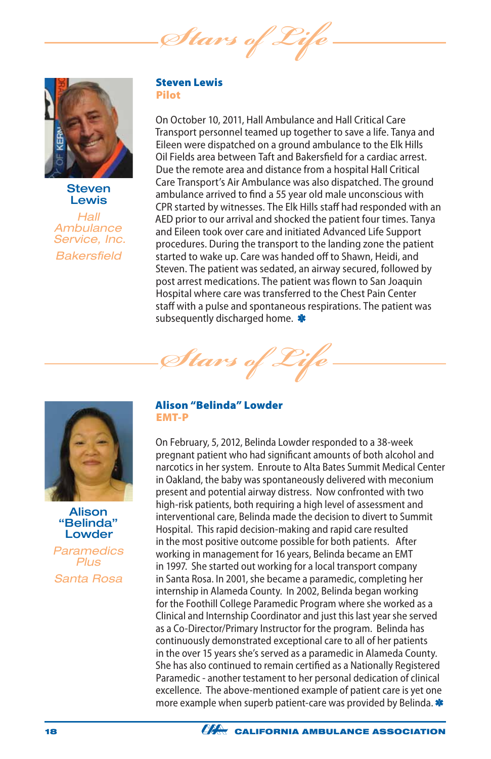## Stars of Life

**Steven Lewis**

*Hall Ambulance Service, Inc.*

*Bakersfield*

### Steven Lewis
**Pilot**

On October 10, 2011, Hall Ambulance and Hall Critical Care Transport personnel teamed up together to save a life. Tanya and Eileen were dispatched on a ground ambulance to the Elk Hills Oil Fields area between Taft and Bakersfield for a cardiac arrest. Due the remote area and distance from a hospital Hall Critical Care Transport's Air Ambulance was also dispatched. The ground ambulance arrived to find a 55 year old male unconscious with CPR started by witnesses. The Elk Hills staff had responded with an AED prior to our arrival and shocked the patient four times. Tanya and Eileen took over care and initiated Advanced Life Support procedures. During the transport to the landing zone the patient started to wake up. Care was handed off to Shawn, Heidi, and Steven. The patient was sedated, an airway secured, followed by post arrest medications. The patient was flown to San Joaquin Hospital where care was transferred to the Chest Pain Center staff with a pulse and spontaneous respirations. The patient was subsequently discharged home. ✱

## Stars of Life

**Alison "Belinda" Lowder**

*Paramedics Plus*

*Santa Rosa*

### Alison "Belinda" Lowder
**EMT-P**

On February, 5, 2012, Belinda Lowder responded to a 38-week pregnant patient who had significant amounts of both alcohol and narcotics in her system. Enroute to Alta Bates Summit Medical Center in Oakland, the baby was spontaneously delivered with meconium present and potential airway distress. Now confronted with two high-risk patients, both requiring a high level of assessment and interventional care, Belinda made the decision to divert to Summit Hospital. This rapid decision-making and rapid care resulted in the most positive outcome possible for both patients. After working in management for 16 years, Belinda became an EMT in 1997. She started out working for a local transport company in Santa Rosa. In 2001, she became a paramedic, completing her internship in Alameda County. In 2002, Belinda began working for the Foothill College Paramedic Program where she worked as a Clinical and Internship Coordinator and just this last year she served as a Co-Director/Primary Instructor for the program. Belinda has continuously demonstrated exceptional care to all of her patients in the over 15 years she's served as a paramedic in Alameda County. She has also continued to remain certified as a Nationally Registered Paramedic - another testament to her personal dedication of clinical excellence. The above-mentioned example of patient care is yet one more example when superb patient-care was provided by Belinda. ✱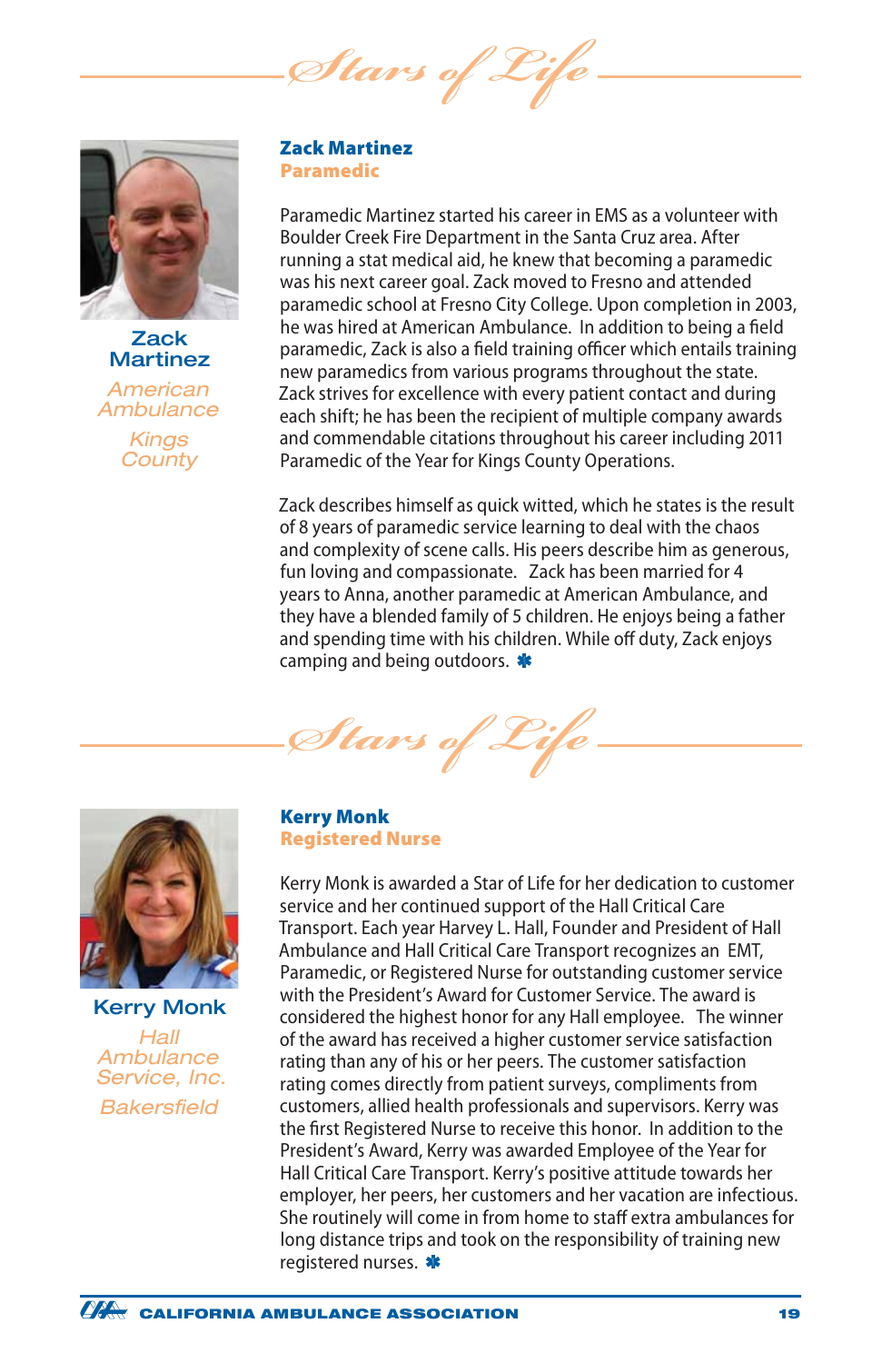# Stars of Life

**Zack Martinez**
*American Ambulance*
*Kings County*

## Zack Martinez
### Paramedic

Paramedic Martinez started his career in EMS as a volunteer with Boulder Creek Fire Department in the Santa Cruz area. After running a stat medical aid, he knew that becoming a paramedic was his next career goal. Zack moved to Fresno and attended paramedic school at Fresno City College. Upon completion in 2003, he was hired at American Ambulance. In addition to being a field paramedic, Zack is also a field training officer which entails training new paramedics from various programs throughout the state. Zack strives for excellence with every patient contact and during each shift; he has been the recipient of multiple company awards and commendable citations throughout his career including 2011 Paramedic of the Year for Kings County Operations.

Zack describes himself as quick witted, which he states is the result of 8 years of paramedic service learning to deal with the chaos and complexity of scene calls. His peers describe him as generous, fun loving and compassionate. Zack has been married for 4 years to Anna, another paramedic at American Ambulance, and they have a blended family of 5 children. He enjoys being a father and spending time with his children. While off duty, Zack enjoys camping and being outdoors. ✱

# Stars of Life

**Kerry Monk**
*Hall Ambulance Service, Inc.*
*Bakersfield*

## Kerry Monk
### Registered Nurse

Kerry Monk is awarded a Star of Life for her dedication to customer service and her continued support of the Hall Critical Care Transport. Each year Harvey L. Hall, Founder and President of Hall Ambulance and Hall Critical Care Transport recognizes an EMT, Paramedic, or Registered Nurse for outstanding customer service with the President's Award for Customer Service. The award is considered the highest honor for any Hall employee. The winner of the award has received a higher customer service satisfaction rating than any of his or her peers. The customer satisfaction rating comes directly from patient surveys, compliments from customers, allied health professionals and supervisors. Kerry was the first Registered Nurse to receive this honor. In addition to the President's Award, Kerry was awarded Employee of the Year for Hall Critical Care Transport. Kerry's positive attitude towards her employer, her peers, her customers and her vacation are infectious. She routinely will come in from home to staff extra ambulances for long distance trips and took on the responsibility of training new registered nurses. ✱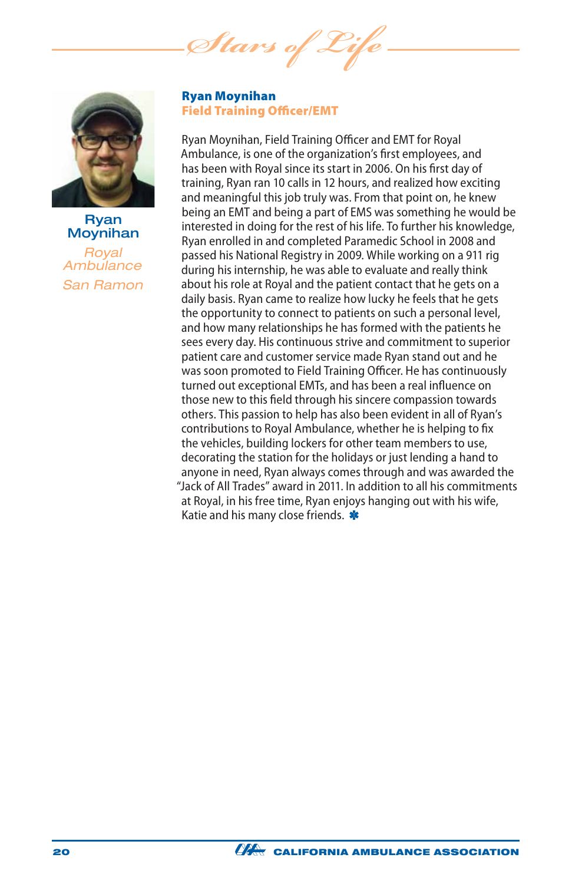# Stars of Life

**Ryan Moynihan**
*Royal Ambulance*
*San Ramon*

## Ryan Moynihan
### Field Training Officer/EMT

Ryan Moynihan, Field Training Officer and EMT for Royal Ambulance, is one of the organization's first employees, and has been with Royal since its start in 2006. On his first day of training, Ryan ran 10 calls in 12 hours, and realized how exciting and meaningful this job truly was. From that point on, he knew being an EMT and being a part of EMS was something he would be interested in doing for the rest of his life. To further his knowledge, Ryan enrolled in and completed Paramedic School in 2008 and passed his National Registry in 2009. While working on a 911 rig during his internship, he was able to evaluate and really think about his role at Royal and the patient contact that he gets on a daily basis. Ryan came to realize how lucky he feels that he gets the opportunity to connect to patients on such a personal level, and how many relationships he has formed with the patients he sees every day. His continuous strive and commitment to superior patient care and customer service made Ryan stand out and he was soon promoted to Field Training Officer. He has continuously turned out exceptional EMTs, and has been a real influence on those new to this field through his sincere compassion towards others. This passion to help has also been evident in all of Ryan's contributions to Royal Ambulance, whether he is helping to fix the vehicles, building lockers for other team members to use, decorating the station for the holidays or just lending a hand to anyone in need, Ryan always comes through and was awarded the "Jack of All Trades" award in 2011. In addition to all his commitments at Royal, in his free time, Ryan enjoys hanging out with his wife, Katie and his many close friends. ✱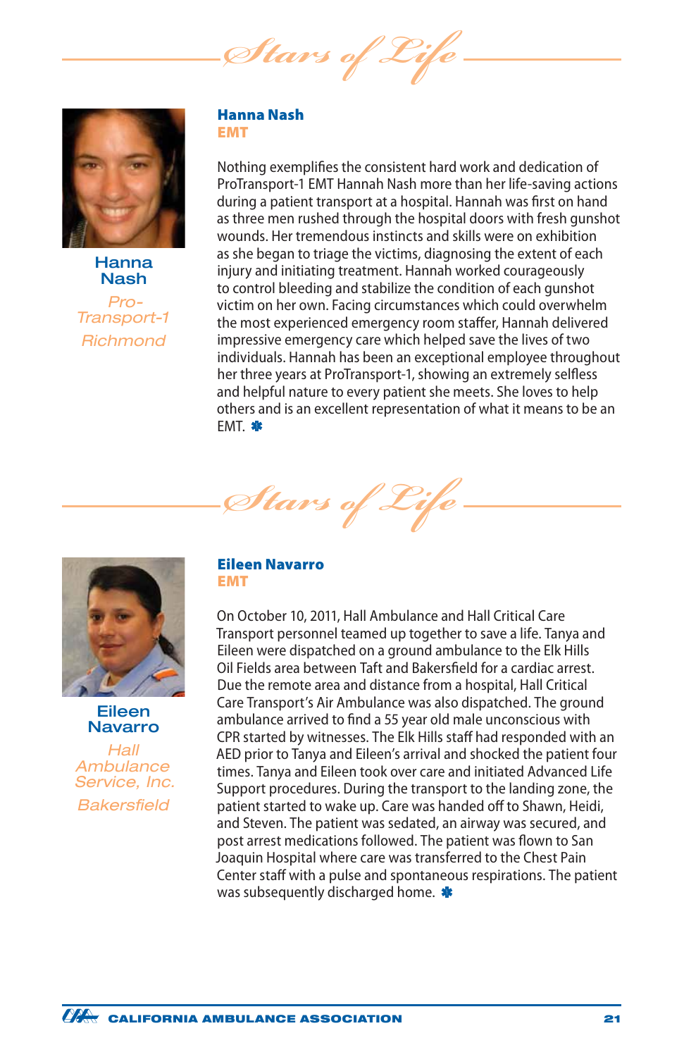*Stars of Life*

**Hanna Nash**

*Pro-Transport-1*

*Richmond*

## Hanna Nash
### EMT

Nothing exemplifies the consistent hard work and dedication of ProTransport-1 EMT Hannah Nash more than her life-saving actions during a patient transport at a hospital. Hannah was first on hand as three men rushed through the hospital doors with fresh gunshot wounds. Her tremendous instincts and skills were on exhibition as she began to triage the victims, diagnosing the extent of each injury and initiating treatment. Hannah worked courageously to control bleeding and stabilize the condition of each gunshot victim on her own. Facing circumstances which could overwhelm the most experienced emergency room staffer, Hannah delivered impressive emergency care which helped save the lives of two individuals. Hannah has been an exceptional employee throughout her three years at ProTransport-1, showing an extremely selfless and helpful nature to every patient she meets. She loves to help others and is an excellent representation of what it means to be an EMT.

*Stars of Life*

**Eileen Navarro**

*Hall Ambulance Service, Inc.*

*Bakersfield*

## Eileen Navarro
### EMT

On October 10, 2011, Hall Ambulance and Hall Critical Care Transport personnel teamed up together to save a life. Tanya and Eileen were dispatched on a ground ambulance to the Elk Hills Oil Fields area between Taft and Bakersfield for a cardiac arrest. Due the remote area and distance from a hospital, Hall Critical Care Transport's Air Ambulance was also dispatched. The ground ambulance arrived to find a 55 year old male unconscious with CPR started by witnesses. The Elk Hills staff had responded with an AED prior to Tanya and Eileen's arrival and shocked the patient four times. Tanya and Eileen took over care and initiated Advanced Life Support procedures. During the transport to the landing zone, the patient started to wake up. Care was handed off to Shawn, Heidi, and Steven. The patient was sedated, an airway was secured, and post arrest medications followed. The patient was flown to San Joaquin Hospital where care was transferred to the Chest Pain Center staff with a pulse and spontaneous respirations. The patient was subsequently discharged home.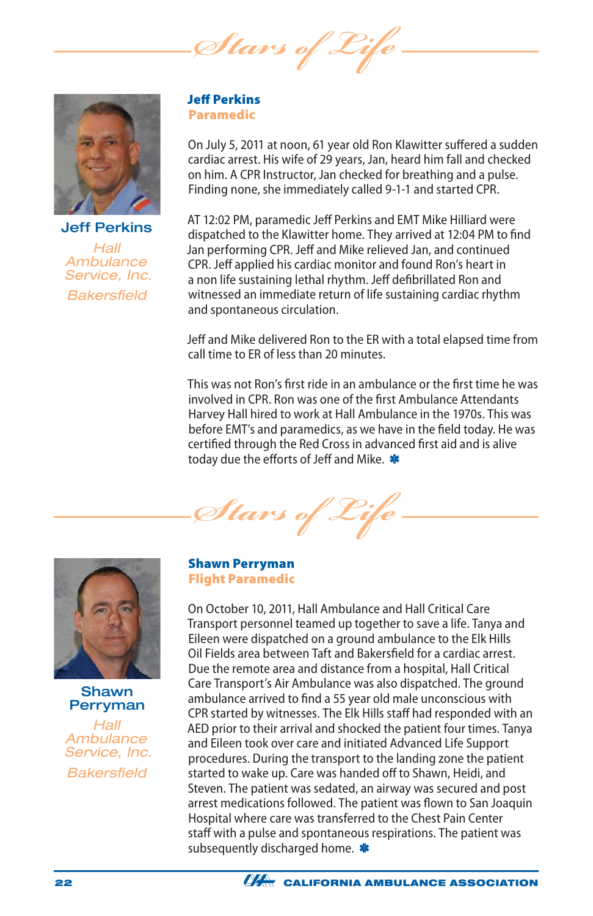## Stars of Life

**Jeff Perkins**

*Hall Ambulance Service, Inc.*

*Bakersfield*

### Jeff Perkins
**Paramedic**

On July 5, 2011 at noon, 61 year old Ron Klawitter suffered a sudden cardiac arrest. His wife of 29 years, Jan, heard him fall and checked on him. A CPR Instructor, Jan checked for breathing and a pulse. Finding none, she immediately called 9-1-1 and started CPR.

AT 12:02 PM, paramedic Jeff Perkins and EMT Mike Hilliard were dispatched to the Klawitter home. They arrived at 12:04 PM to find Jan performing CPR. Jeff and Mike relieved Jan, and continued CPR. Jeff applied his cardiac monitor and found Ron's heart in a non life sustaining lethal rhythm. Jeff defibrillated Ron and witnessed an immediate return of life sustaining cardiac rhythm and spontaneous circulation.

Jeff and Mike delivered Ron to the ER with a total elapsed time from call time to ER of less than 20 minutes.

This was not Ron's first ride in an ambulance or the first time he was involved in CPR. Ron was one of the first Ambulance Attendants Harvey Hall hired to work at Hall Ambulance in the 1970s. This was before EMT's and paramedics, as we have in the field today. He was certified through the Red Cross in advanced first aid and is alive today due the efforts of Jeff and Mike. ✱

## Stars of Life

**Shawn Perryman**

*Hall Ambulance Service, Inc.*

*Bakersfield*

### Shawn Perryman
**Flight Paramedic**

On October 10, 2011, Hall Ambulance and Hall Critical Care Transport personnel teamed up together to save a life. Tanya and Eileen were dispatched on a ground ambulance to the Elk Hills Oil Fields area between Taft and Bakersfield for a cardiac arrest. Due the remote area and distance from a hospital, Hall Critical Care Transport's Air Ambulance was also dispatched. The ground ambulance arrived to find a 55 year old male unconscious with CPR started by witnesses. The Elk Hills staff had responded with an AED prior to their arrival and shocked the patient four times. Tanya and Eileen took over care and initiated Advanced Life Support procedures. During the transport to the landing zone the patient started to wake up. Care was handed off to Shawn, Heidi, and Steven. The patient was sedated, an airway was secured and post arrest medications followed. The patient was flown to San Joaquin Hospital where care was transferred to the Chest Pain Center staff with a pulse and spontaneous respirations. The patient was subsequently discharged home. ✱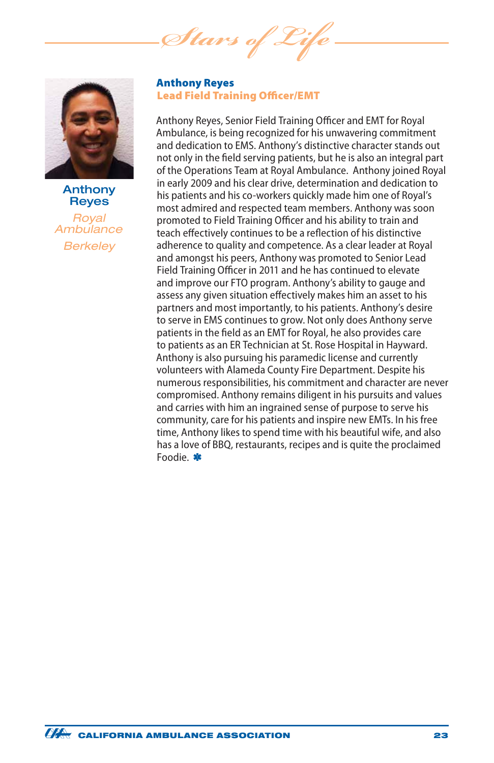# Stars of Life

**Anthony Reyes**
*Royal Ambulance*
*Berkeley*

## Anthony Reyes
### Lead Field Training Officer/EMT

Anthony Reyes, Senior Field Training Officer and EMT for Royal Ambulance, is being recognized for his unwavering commitment and dedication to EMS. Anthony's distinctive character stands out not only in the field serving patients, but he is also an integral part of the Operations Team at Royal Ambulance. Anthony joined Royal in early 2009 and his clear drive, determination and dedication to his patients and his co-workers quickly made him one of Royal's most admired and respected team members. Anthony was soon promoted to Field Training Officer and his ability to train and teach effectively continues to be a reflection of his distinctive adherence to quality and competence. As a clear leader at Royal and amongst his peers, Anthony was promoted to Senior Lead Field Training Officer in 2011 and he has continued to elevate and improve our FTO program. Anthony's ability to gauge and assess any given situation effectively makes him an asset to his partners and most importantly, to his patients. Anthony's desire to serve in EMS continues to grow. Not only does Anthony serve patients in the field as an EMT for Royal, he also provides care to patients as an ER Technician at St. Rose Hospital in Hayward. Anthony is also pursuing his paramedic license and currently volunteers with Alameda County Fire Department. Despite his numerous responsibilities, his commitment and character are never compromised. Anthony remains diligent in his pursuits and values and carries with him an ingrained sense of purpose to serve his community, care for his patients and inspire new EMTs. In his free time, Anthony likes to spend time with his beautiful wife, and also has a love of BBQ, restaurants, recipes and is quite the proclaimed Foodie. ✱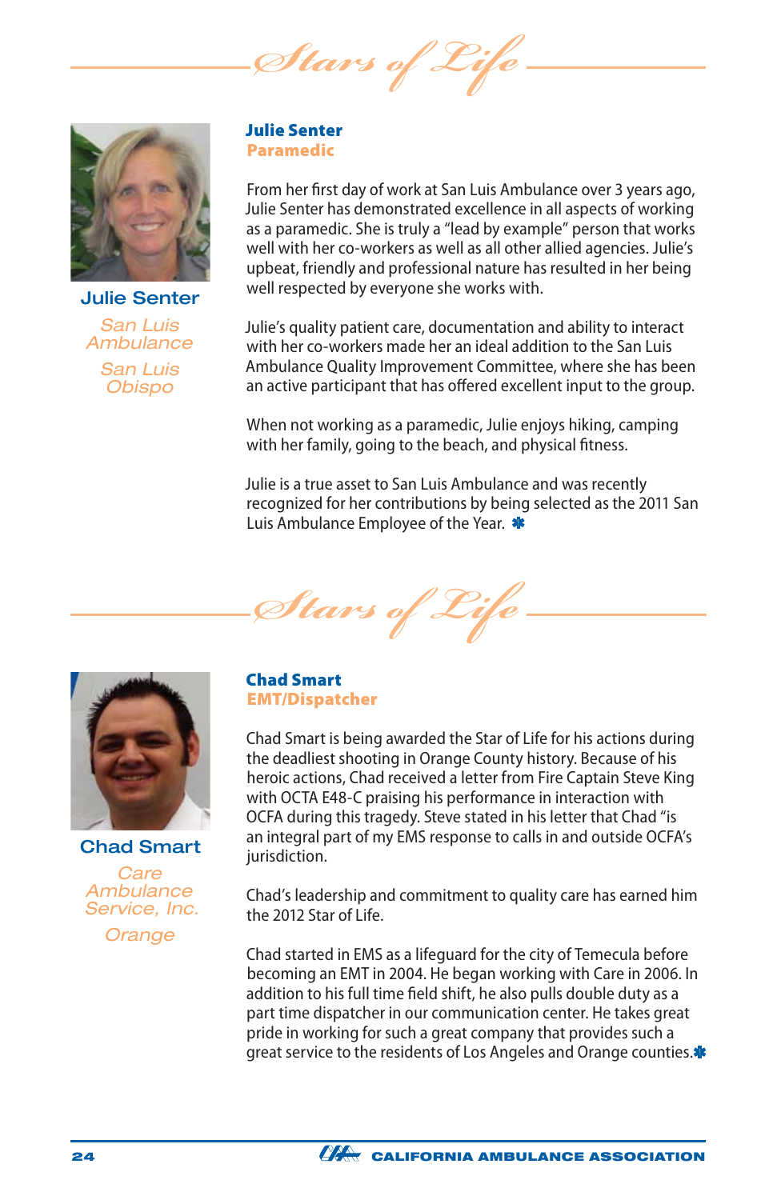# Stars of Life

**Julie Senter**
*San Luis Ambulance*
*San Luis Obispo*

## Julie Senter
### Paramedic

From her first day of work at San Luis Ambulance over 3 years ago, Julie Senter has demonstrated excellence in all aspects of working as a paramedic. She is truly a "lead by example" person that works well with her co-workers as well as all other allied agencies. Julie's upbeat, friendly and professional nature has resulted in her being well respected by everyone she works with.

Julie's quality patient care, documentation and ability to interact with her co-workers made her an ideal addition to the San Luis Ambulance Quality Improvement Committee, where she has been an active participant that has offered excellent input to the group.

When not working as a paramedic, Julie enjoys hiking, camping with her family, going to the beach, and physical fitness.

Julie is a true asset to San Luis Ambulance and was recently recognized for her contributions by being selected as the 2011 San Luis Ambulance Employee of the Year.

# Stars of Life

**Chad Smart**
*Care Ambulance Service, Inc.*
*Orange*

## Chad Smart
### EMT/Dispatcher

Chad Smart is being awarded the Star of Life for his actions during the deadliest shooting in Orange County history. Because of his heroic actions, Chad received a letter from Fire Captain Steve King with OCTA E48-C praising his performance in interaction with OCFA during this tragedy. Steve stated in his letter that Chad "is an integral part of my EMS response to calls in and outside OCFA's jurisdiction.

Chad's leadership and commitment to quality care has earned him the 2012 Star of Life.

Chad started in EMS as a lifeguard for the city of Temecula before becoming an EMT in 2004. He began working with Care in 2006. In addition to his full time field shift, he also pulls double duty as a part time dispatcher in our communication center. He takes great pride in working for such a great company that provides such a great service to the residents of Los Angeles and Orange counties.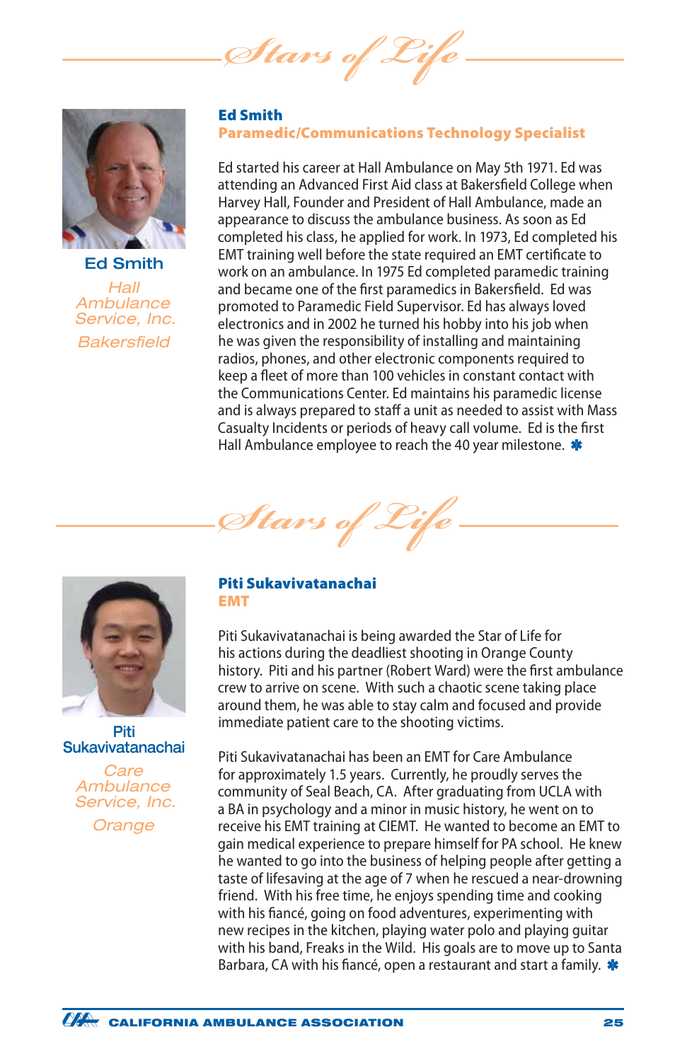# Stars of Life

**Ed Smith**
*Hall Ambulance Service, Inc.*
*Bakersfield*

## Ed Smith
### Paramedic/Communications Technology Specialist

Ed started his career at Hall Ambulance on May 5th 1971. Ed was attending an Advanced First Aid class at Bakersfield College when Harvey Hall, Founder and President of Hall Ambulance, made an appearance to discuss the ambulance business. As soon as Ed completed his class, he applied for work. In 1973, Ed completed his EMT training well before the state required an EMT certificate to work on an ambulance. In 1975 Ed completed paramedic training and became one of the first paramedics in Bakersfield. Ed was promoted to Paramedic Field Supervisor. Ed has always loved electronics and in 2002 he turned his hobby into his job when he was given the responsibility of installing and maintaining radios, phones, and other electronic components required to keep a fleet of more than 100 vehicles in constant contact with the Communications Center. Ed maintains his paramedic license and is always prepared to staff a unit as needed to assist with Mass Casualty Incidents or periods of heavy call volume. Ed is the first Hall Ambulance employee to reach the 40 year milestone.

# Stars of Life

**Piti Sukavivatanachai**
*Care Ambulance Service, Inc.*
*Orange*

## Piti Sukavivatanachai
### EMT

Piti Sukavivatanachai is being awarded the Star of Life for his actions during the deadliest shooting in Orange County history. Piti and his partner (Robert Ward) were the first ambulance crew to arrive on scene. With such a chaotic scene taking place around them, he was able to stay calm and focused and provide immediate patient care to the shooting victims.

Piti Sukavivatanachai has been an EMT for Care Ambulance for approximately 1.5 years. Currently, he proudly serves the community of Seal Beach, CA. After graduating from UCLA with a BA in psychology and a minor in music history, he went on to receive his EMT training at CIEMT. He wanted to become an EMT to gain medical experience to prepare himself for PA school. He knew he wanted to go into the business of helping people after getting a taste of lifesaving at the age of 7 when he rescued a near-drowning friend. With his free time, he enjoys spending time and cooking with his fiancé, going on food adventures, experimenting with new recipes in the kitchen, playing water polo and playing guitar with his band, Freaks in the Wild. His goals are to move up to Santa Barbara, CA with his fiancé, open a restaurant and start a family.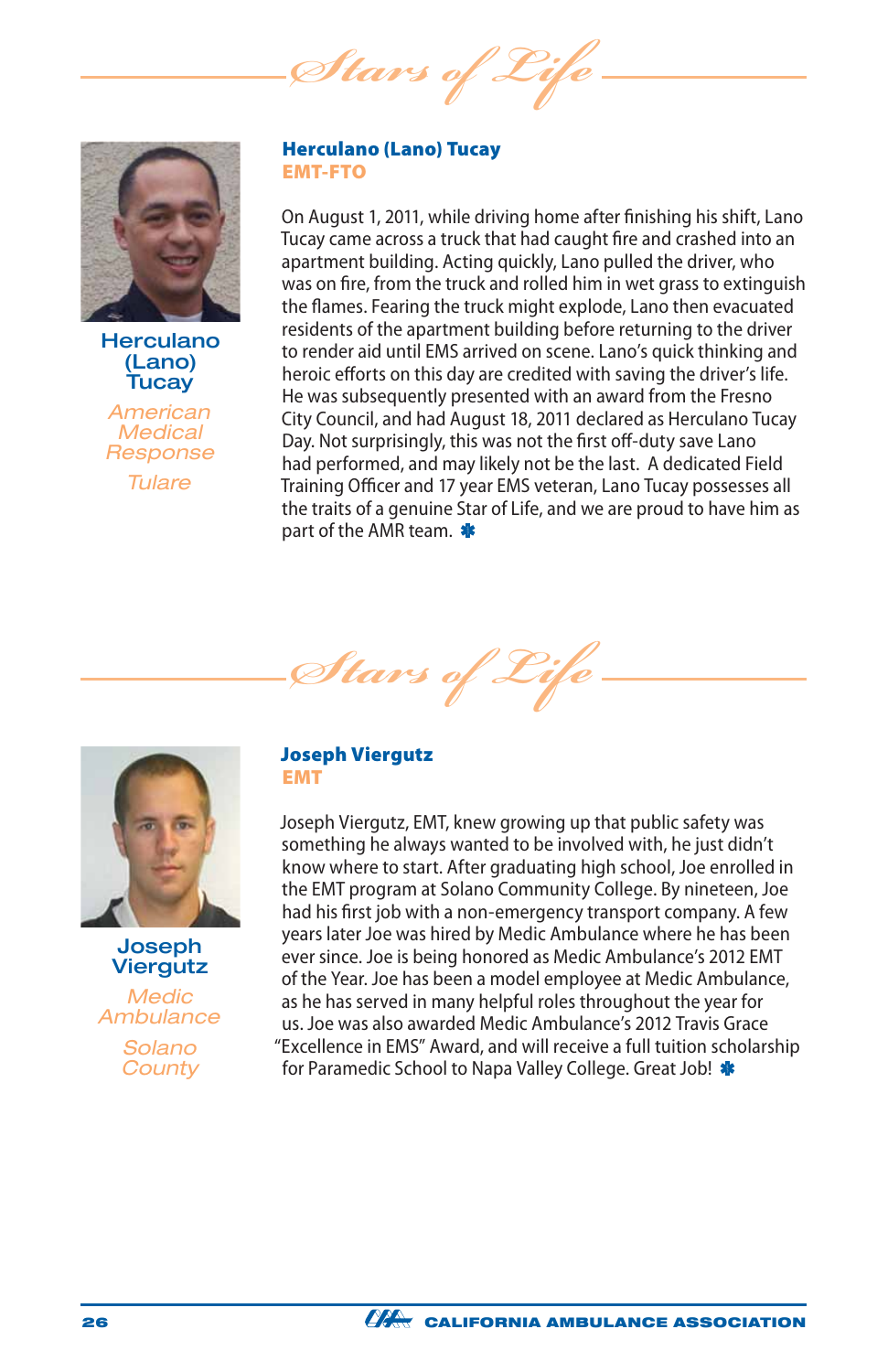## Stars of Life

**Herculano (Lano) Tucay**

*American Medical Response*

*Tulare*

### Herculano (Lano) Tucay
**EMT-FTO**

On August 1, 2011, while driving home after finishing his shift, Lano Tucay came across a truck that had caught fire and crashed into an apartment building. Acting quickly, Lano pulled the driver, who was on fire, from the truck and rolled him in wet grass to extinguish the flames. Fearing the truck might explode, Lano then evacuated residents of the apartment building before returning to the driver to render aid until EMS arrived on scene. Lano's quick thinking and heroic efforts on this day are credited with saving the driver's life. He was subsequently presented with an award from the Fresno City Council, and had August 18, 2011 declared as Herculano Tucay Day. Not surprisingly, this was not the first off-duty save Lano had performed, and may likely not be the last. A dedicated Field Training Officer and 17 year EMS veteran, Lano Tucay possesses all the traits of a genuine Star of Life, and we are proud to have him as part of the AMR team.

## Stars of Life

**Joseph Viergutz**

*Medic Ambulance*

*Solano County*

### Joseph Viergutz
**EMT**

Joseph Viergutz, EMT, knew growing up that public safety was something he always wanted to be involved with, he just didn't know where to start. After graduating high school, Joe enrolled in the EMT program at Solano Community College. By nineteen, Joe had his first job with a non-emergency transport company. A few years later Joe was hired by Medic Ambulance where he has been ever since. Joe is being honored as Medic Ambulance's 2012 EMT of the Year. Joe has been a model employee at Medic Ambulance, as he has served in many helpful roles throughout the year for us. Joe was also awarded Medic Ambulance's 2012 Travis Grace "Excellence in EMS" Award, and will receive a full tuition scholarship for Paramedic School to Napa Valley College. Great Job!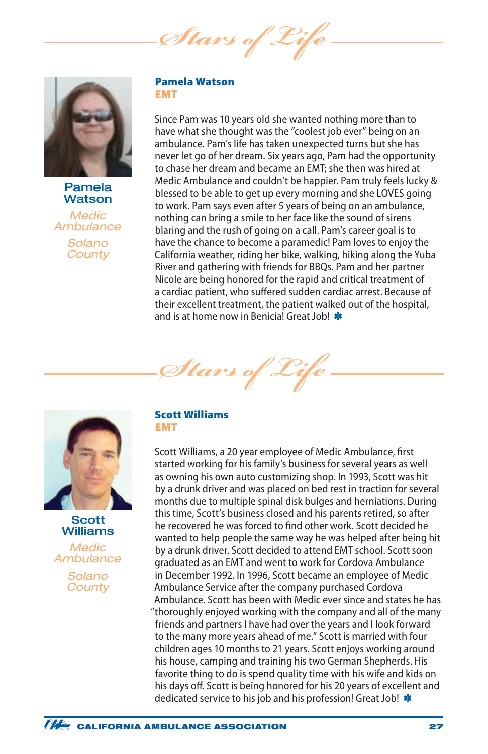# Stars of Life

**Pamela Watson**
*Medic Ambulance*
*Solano County*

## Pamela Watson
**EMT**

Since Pam was 10 years old she wanted nothing more than to have what she thought was the "coolest job ever" being on an ambulance. Pam's life has taken unexpected turns but she has never let go of her dream. Six years ago, Pam had the opportunity to chase her dream and became an EMT; she then was hired at Medic Ambulance and couldn't be happier. Pam truly feels lucky & blessed to be able to get up every morning and she LOVES going to work. Pam says even after 5 years of being on an ambulance, nothing can bring a smile to her face like the sound of sirens blaring and the rush of going on a call. Pam's career goal is to have the chance to become a paramedic! Pam loves to enjoy the California weather, riding her bike, walking, hiking along the Yuba River and gathering with friends for BBQs. Pam and her partner Nicole are being honored for the rapid and critical treatment of a cardiac patient, who suffered sudden cardiac arrest. Because of their excellent treatment, the patient walked out of the hospital, and is at home now in Benicia! Great Job!

# Stars of Life

**Scott Williams**
*Medic Ambulance*
*Solano County*

## Scott Williams
**EMT**

Scott Williams, a 20 year employee of Medic Ambulance, first started working for his family's business for several years as well as owning his own auto customizing shop. In 1993, Scott was hit by a drunk driver and was placed on bed rest in traction for several months due to multiple spinal disk bulges and herniations. During this time, Scott's business closed and his parents retired, so after he recovered he was forced to find other work. Scott decided he wanted to help people the same way he was helped after being hit by a drunk driver. Scott decided to attend EMT school. Scott soon graduated as an EMT and went to work for Cordova Ambulance in December 1992. In 1996, Scott became an employee of Medic Ambulance Service after the company purchased Cordova Ambulance. Scott has been with Medic ever since and states he has "thoroughly enjoyed working with the company and all of the many friends and partners I have had over the years and I look forward to the many more years ahead of me." Scott is married with four children ages 10 months to 21 years. Scott enjoys working around his house, camping and training his two German Shepherds. His favorite thing to do is spend quality time with his wife and kids on his days off. Scott is being honored for his 20 years of excellent and dedicated service to his job and his profession! Great Job!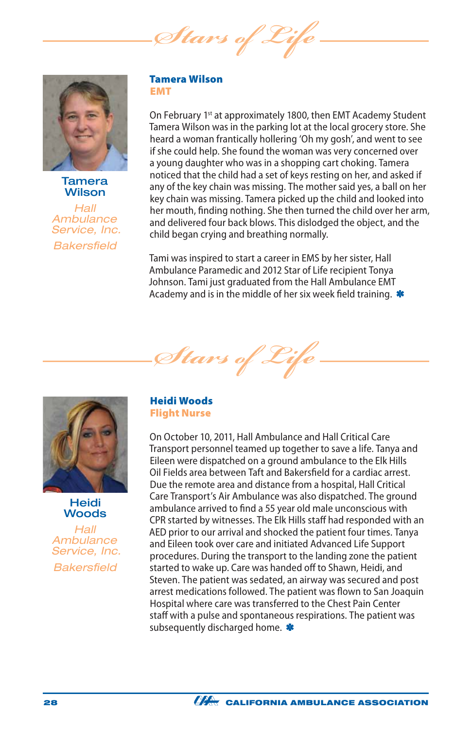# Stars of Life

**Tamera Wilson**

*Hall Ambulance Service, Inc.*

*Bakersfield*

## Tamera Wilson
### EMT

On February 1st at approximately 1800, then EMT Academy Student Tamera Wilson was in the parking lot at the local grocery store. She heard a woman frantically hollering 'Oh my gosh', and went to see if she could help. She found the woman was very concerned over a young daughter who was in a shopping cart choking. Tamera noticed that the child had a set of keys resting on her, and asked if any of the key chain was missing. The mother said yes, a ball on her key chain was missing. Tamera picked up the child and looked into her mouth, finding nothing. She then turned the child over her arm, and delivered four back blows. This dislodged the object, and the child began crying and breathing normally.

Tami was inspired to start a career in EMS by her sister, Hall Ambulance Paramedic and 2012 Star of Life recipient Tonya Johnson. Tami just graduated from the Hall Ambulance EMT Academy and is in the middle of her six week field training. ✱

# Stars of Life

**Heidi Woods**

*Hall Ambulance Service, Inc.*

*Bakersfield*

## Heidi Woods
### Flight Nurse

On October 10, 2011, Hall Ambulance and Hall Critical Care Transport personnel teamed up together to save a life. Tanya and Eileen were dispatched on a ground ambulance to the Elk Hills Oil Fields area between Taft and Bakersfield for a cardiac arrest. Due the remote area and distance from a hospital, Hall Critical Care Transport's Air Ambulance was also dispatched. The ground ambulance arrived to find a 55 year old male unconscious with CPR started by witnesses. The Elk Hills staff had responded with an AED prior to our arrival and shocked the patient four times. Tanya and Eileen took over care and initiated Advanced Life Support procedures. During the transport to the landing zone the patient started to wake up. Care was handed off to Shawn, Heidi, and Steven. The patient was sedated, an airway was secured and post arrest medications followed. The patient was flown to San Joaquin Hospital where care was transferred to the Chest Pain Center staff with a pulse and spontaneous respirations. The patient was subsequently discharged home. ✱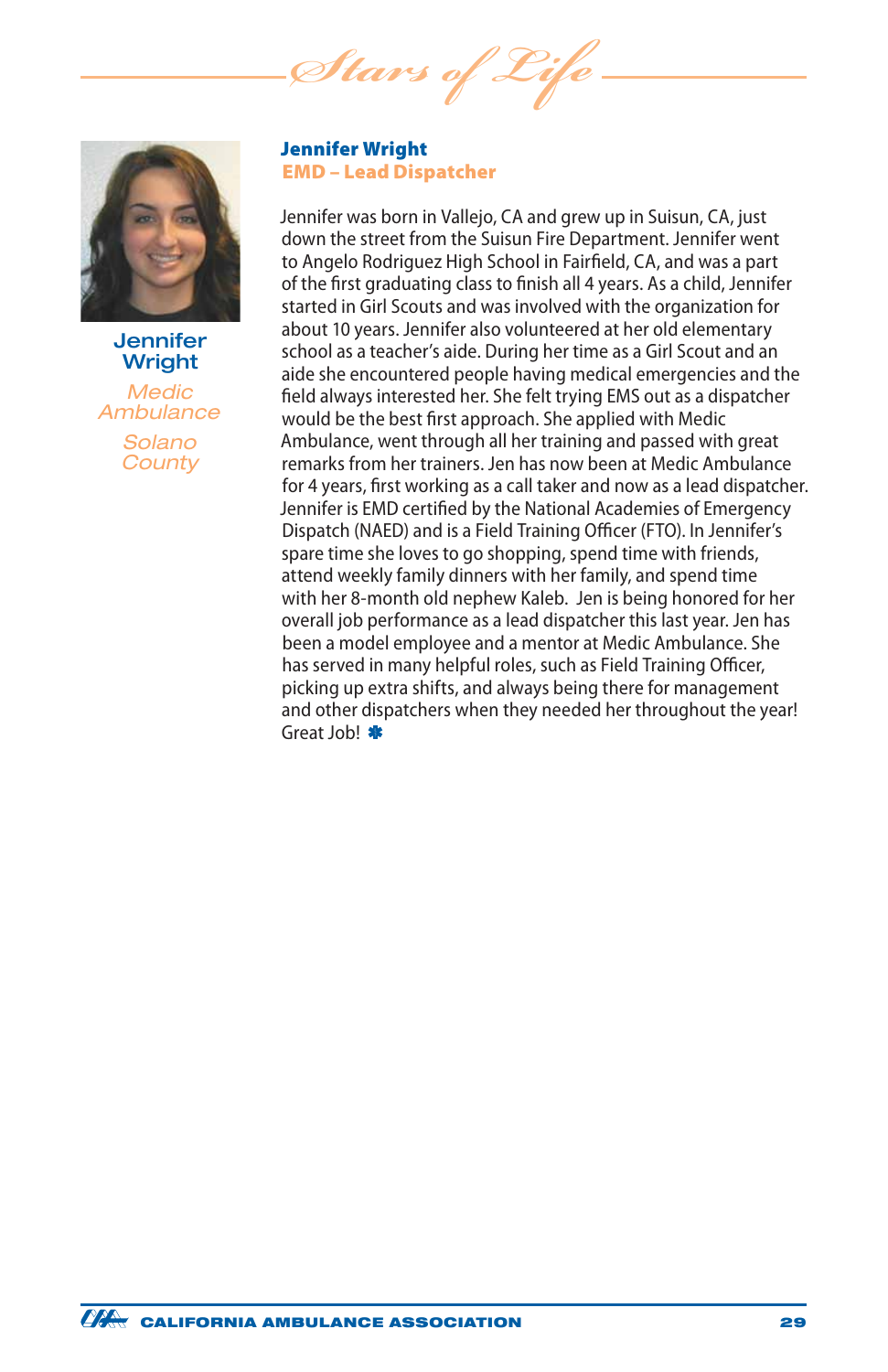Stars of Life

Jennifer Wright

*Medic Ambulance*

*Solano County*

## Jennifer Wright
### EMD – Lead Dispatcher

Jennifer was born in Vallejo, CA and grew up in Suisun, CA, just down the street from the Suisun Fire Department. Jennifer went to Angelo Rodriguez High School in Fairfield, CA, and was a part of the first graduating class to finish all 4 years. As a child, Jennifer started in Girl Scouts and was involved with the organization for about 10 years. Jennifer also volunteered at her old elementary school as a teacher's aide. During her time as a Girl Scout and an aide she encountered people having medical emergencies and the field always interested her. She felt trying EMS out as a dispatcher would be the best first approach. She applied with Medic Ambulance, went through all her training and passed with great remarks from her trainers. Jen has now been at Medic Ambulance for 4 years, first working as a call taker and now as a lead dispatcher. Jennifer is EMD certified by the National Academies of Emergency Dispatch (NAED) and is a Field Training Officer (FTO). In Jennifer's spare time she loves to go shopping, spend time with friends, attend weekly family dinners with her family, and spend time with her 8-month old nephew Kaleb. Jen is being honored for her overall job performance as a lead dispatcher this last year. Jen has been a model employee and a mentor at Medic Ambulance. She has served in many helpful roles, such as Field Training Officer, picking up extra shifts, and always being there for management and other dispatchers when they needed her throughout the year! Great Job!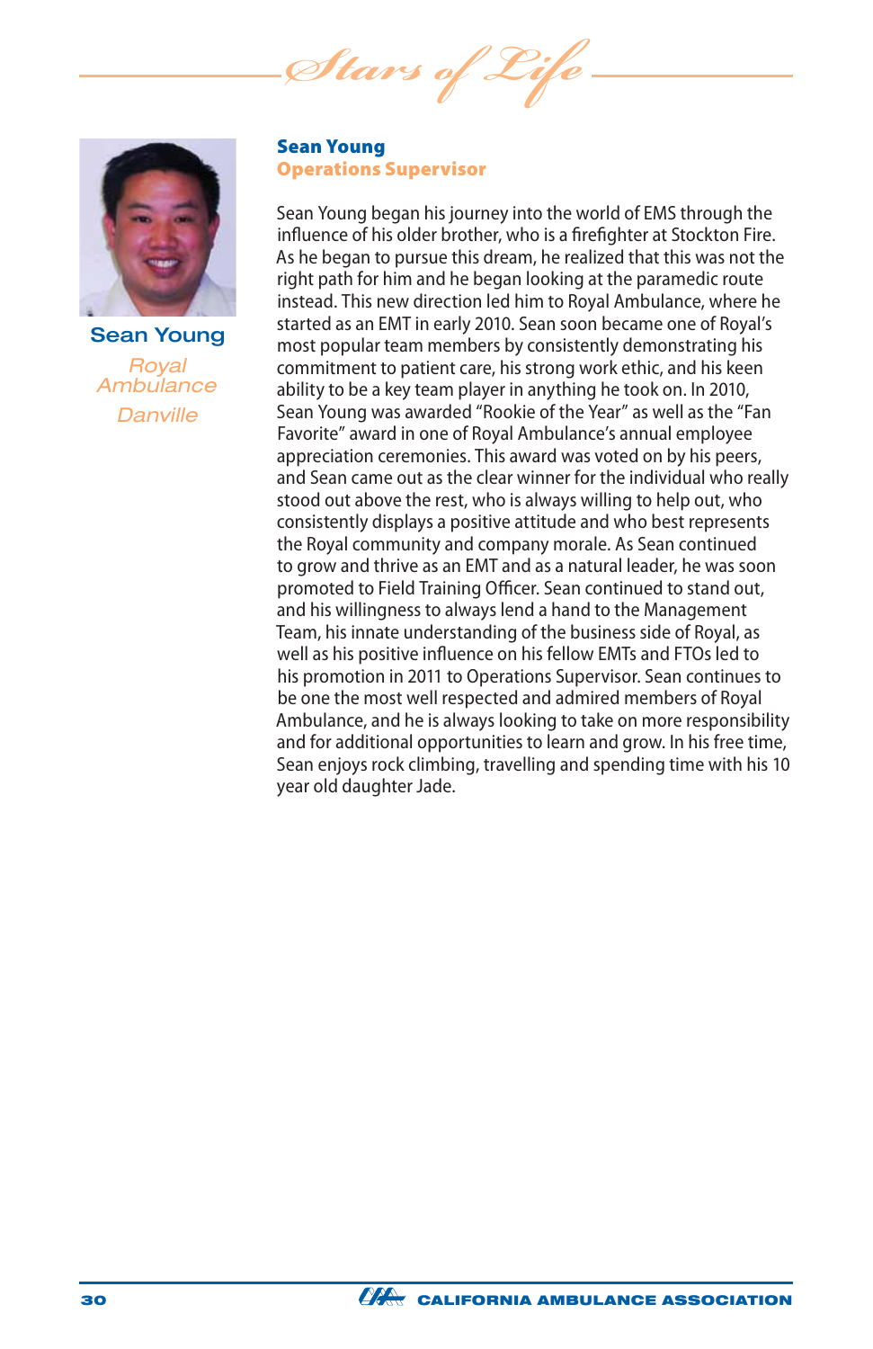**Sean Young**

*Royal Ambulance*

*Danville*

## Sean Young
### Operations Supervisor

Sean Young began his journey into the world of EMS through the influence of his older brother, who is a firefighter at Stockton Fire. As he began to pursue this dream, he realized that this was not the right path for him and he began looking at the paramedic route instead. This new direction led him to Royal Ambulance, where he started as an EMT in early 2010. Sean soon became one of Royal's most popular team members by consistently demonstrating his commitment to patient care, his strong work ethic, and his keen ability to be a key team player in anything he took on. In 2010, Sean Young was awarded "Rookie of the Year" as well as the "Fan Favorite" award in one of Royal Ambulance's annual employee appreciation ceremonies. This award was voted on by his peers, and Sean came out as the clear winner for the individual who really stood out above the rest, who is always willing to help out, who consistently displays a positive attitude and who best represents the Royal community and company morale. As Sean continued to grow and thrive as an EMT and as a natural leader, he was soon promoted to Field Training Officer. Sean continued to stand out, and his willingness to always lend a hand to the Management Team, his innate understanding of the business side of Royal, as well as his positive influence on his fellow EMTs and FTOs led to his promotion in 2011 to Operations Supervisor. Sean continues to be one the most well respected and admired members of Royal Ambulance, and he is always looking to take on more responsibility and for additional opportunities to learn and grow. In his free time, Sean enjoys rock climbing, travelling and spending time with his 10 year old daughter Jade.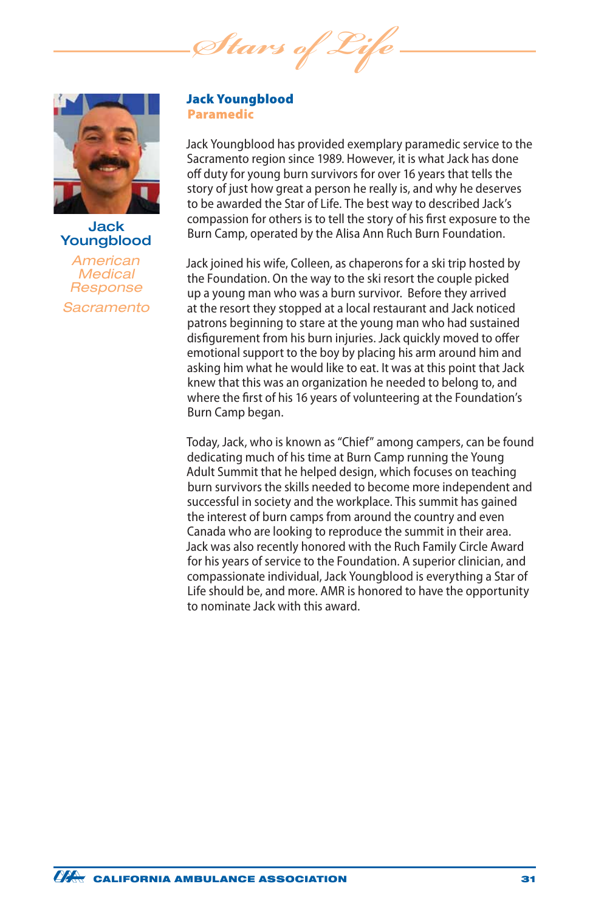Jack Youngblood

*American Medical Response*

*Sacramento*

## Jack Youngblood

**Paramedic**

Jack Youngblood has provided exemplary paramedic service to the Sacramento region since 1989. However, it is what Jack has done off duty for young burn survivors for over 16 years that tells the story of just how great a person he really is, and why he deserves to be awarded the Star of Life. The best way to described Jack's compassion for others is to tell the story of his first exposure to the Burn Camp, operated by the Alisa Ann Ruch Burn Foundation.

Jack joined his wife, Colleen, as chaperons for a ski trip hosted by the Foundation. On the way to the ski resort the couple picked up a young man who was a burn survivor. Before they arrived at the resort they stopped at a local restaurant and Jack noticed patrons beginning to stare at the young man who had sustained disfigurement from his burn injuries. Jack quickly moved to offer emotional support to the boy by placing his arm around him and asking him what he would like to eat. It was at this point that Jack knew that this was an organization he needed to belong to, and where the first of his 16 years of volunteering at the Foundation's Burn Camp began.

Today, Jack, who is known as "Chief" among campers, can be found dedicating much of his time at Burn Camp running the Young Adult Summit that he helped design, which focuses on teaching burn survivors the skills needed to become more independent and successful in society and the workplace. This summit has gained the interest of burn camps from around the country and even Canada who are looking to reproduce the summit in their area. Jack was also recently honored with the Ruch Family Circle Award for his years of service to the Foundation. A superior clinician, and compassionate individual, Jack Youngblood is everything a Star of Life should be, and more. AMR is honored to have the opportunity to nominate Jack with this award.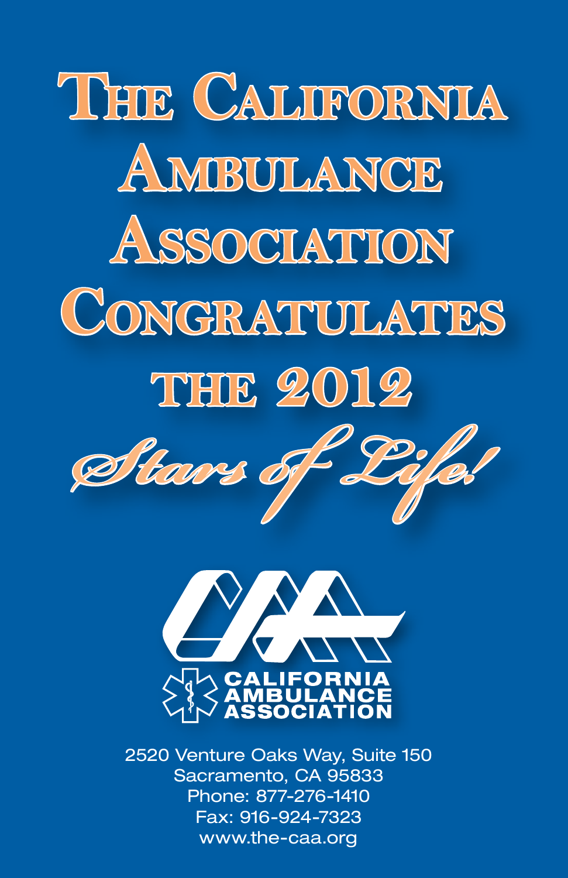# The California Ambulance Association Congratulates the 2012 *Stars of Life!*

CALIFORNIA
AMBULANCE
ASSOCIATION

2520 Venture Oaks Way, Suite 150
Sacramento, CA 95833
Phone: 877-276-1410
Fax: 916-924-7323
www.the-caa.org